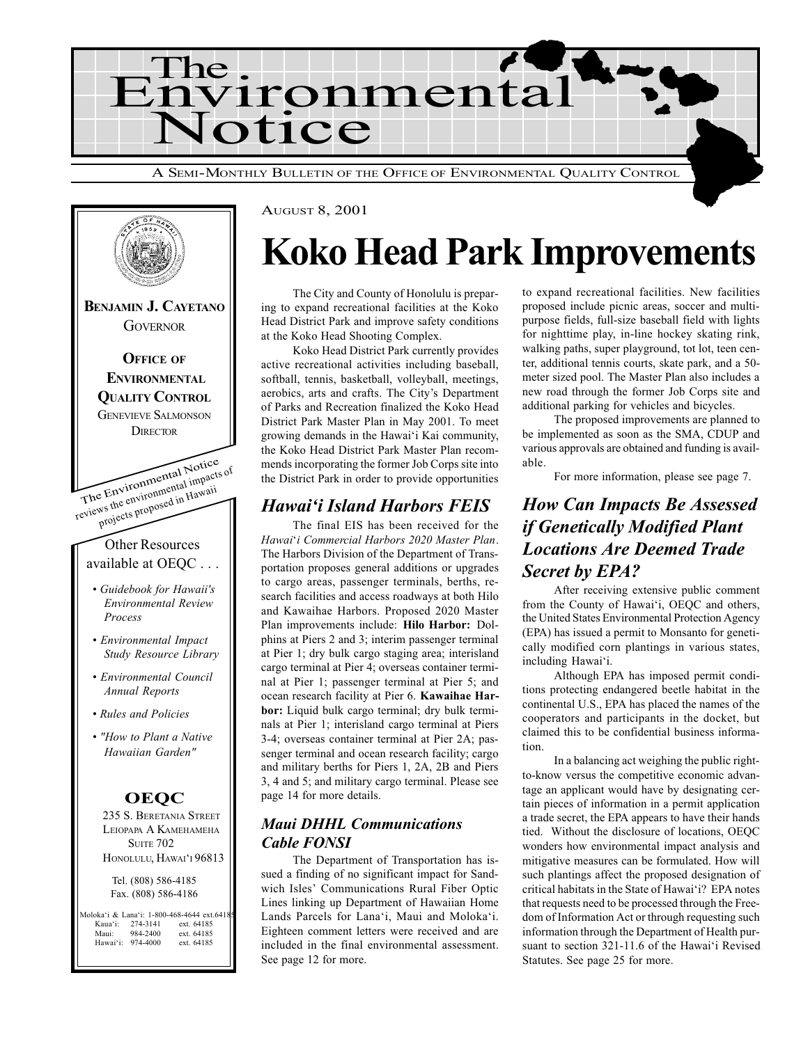# The Environmental Notice

A SEMI-MONTHLY BULLETIN OF THE OFFICE OF ENVIRONMENTAL QUALITY CONTROL

**BENJAMIN J. CAYETANO**
GOVERNOR

**OFFICE OF ENVIRONMENTAL QUALITY CONTROL**
GENEVIEVE SALMONSON
DIRECTOR

The Environmental Notice reviews the environmental impacts of projects proposed in Hawaii

Other Resources available at OEQC . . .

- *Guidebook for Hawaii's Environmental Review Process*
- *Environmental Impact Study Resource Library*
- *Environmental Council Annual Reports*
- *Rules and Policies*
- *"How to Plant a Native Hawaiian Garden"*

**OEQC**

235 S. BERETANIA STREET
LEIOPAPA A KAMEHAMEHA
SUITE 702
HONOLULU, HAWAI'I 96813

Tel. (808) 586-4185
Fax. (808) 586-4186

| | | |
|---|---|---|
| Moloka'i & Lana'i: | 1-800-468-4644 | ext.64185 |
| Kaua'i: | 274-3141 | ext. 64185 |
| Maui: | 984-2400 | ext. 64185 |
| Hawai'i: | 974-4000 | ext. 64185 |

AUGUST 8, 2001

# Koko Head Park Improvements

The City and County of Honolulu is preparing to expand recreational facilities at the Koko Head District Park and improve safety conditions at the Koko Head Shooting Complex.

Koko Head District Park currently provides active recreational activities including baseball, softball, tennis, basketball, volleyball, meetings, aerobics, arts and crafts. The City's Department of Parks and Recreation finalized the Koko Head District Park Master Plan in May 2001. To meet growing demands in the Hawai'i Kai community, the Koko Head District Park Master Plan recommends incorporating the former Job Corps site into the District Park in order to provide opportunities to expand recreational facilities. New facilities proposed include picnic areas, soccer and multipurpose fields, full-size baseball field with lights for nighttime play, in-line hockey skating rink, walking paths, super playground, tot lot, teen center, additional tennis courts, skate park, and a 50-meter sized pool. The Master Plan also includes a new road through the former Job Corps site and additional parking for vehicles and bicycles.

The proposed improvements are planned to be implemented as soon as the SMA, CDUP and various approvals are obtained and funding is available.

For more information, please see page 7.

## *Hawai'i Island Harbors FEIS*

The final EIS has been received for the *Hawai'i Commercial Harbors 2020 Master Plan*. The Harbors Division of the Department of Transportation proposes general additions or upgrades to cargo areas, passenger terminals, berths, research facilities and access roadways at both Hilo and Kawaihae Harbors. Proposed 2020 Master Plan improvements include: **Hilo Harbor:** Dolphins at Piers 2 and 3; interim passenger terminal at Pier 1; dry bulk cargo staging area; interisland cargo terminal at Pier 4; overseas container terminal at Pier 1; passenger terminal at Pier 5; and ocean research facility at Pier 6. **Kawaihae Harbor:** Liquid bulk cargo terminal; dry bulk terminals at Pier 1; interisland cargo terminal at Piers 3-4; overseas container terminal at Pier 2A; passenger terminal and ocean research facility; cargo and military berths for Piers 1, 2A, 2B and Piers 3, 4 and 5; and military cargo terminal. Please see page 14 for more details.

### *Maui DHHL Communications Cable FONSI*

The Department of Transportation has issued a finding of no significant impact for Sandwich Isles' Communications Rural Fiber Optic Lines linking up Department of Hawaiian Home Lands Parcels for Lana'i, Maui and Moloka'i. Eighteen comment letters were received and are included in the final environmental assessment. See page 12 for more.

## *How Can Impacts Be Assessed if Genetically Modified Plant Locations Are Deemed Trade Secret by EPA?*

After receiving extensive public comment from the County of Hawai'i, OEQC and others, the United States Environmental Protection Agency (EPA) has issued a permit to Monsanto for genetically modified corn plantings in various states, including Hawai'i.

Although EPA has imposed permit conditions protecting endangered beetle habitat in the continental U.S., EPA has placed the names of the cooperators and participants in the docket, but claimed this to be confidential business information.

In a balancing act weighing the public right-to-know versus the competitive economic advantage an applicant would have by designating certain pieces of information in a permit application a trade secret, the EPA appears to have their hands tied. Without the disclosure of locations, OEQC wonders how environmental impact analysis and mitigative measures can be formulated. How will such plantings affect the proposed designation of critical habitats in the State of Hawai'i? EPA notes that requests need to be processed through the Freedom of Information Act or through requesting such information through the Department of Health pursuant to section 321-11.6 of the Hawai'i Revised Statutes. See page 25 for more.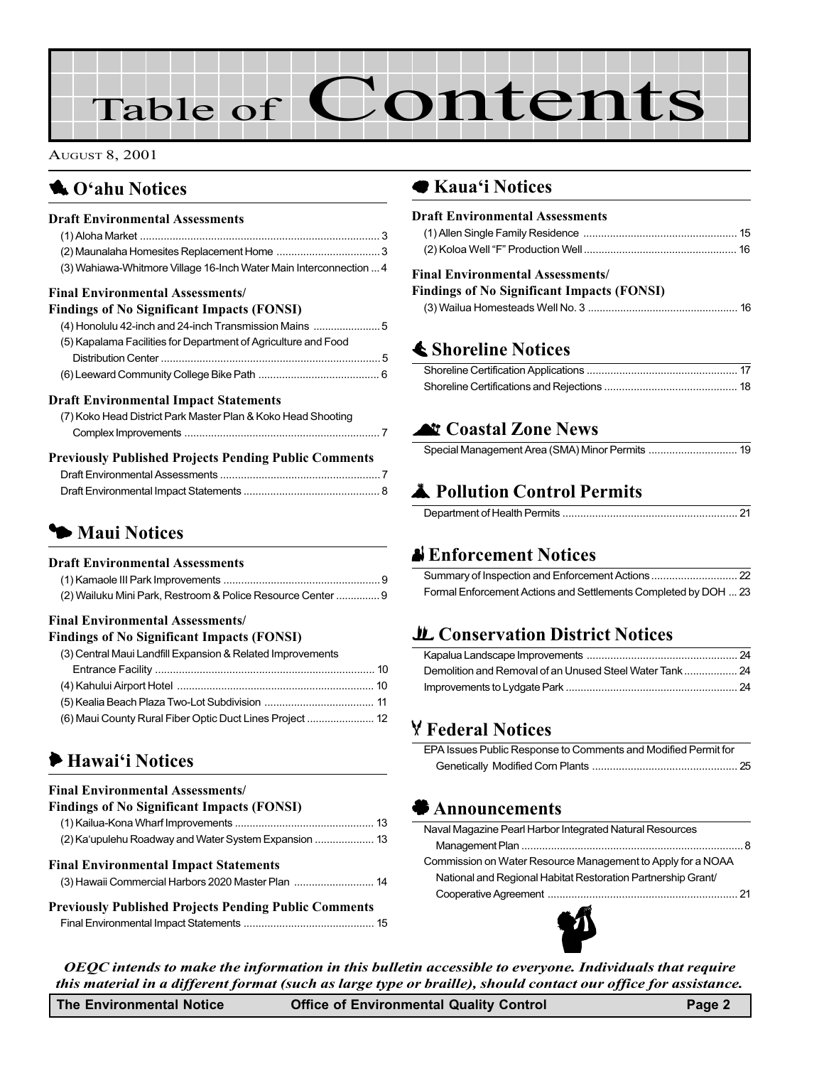# Table of Contents

August 8, 2001

## O'ahu Notices

### Draft Environmental Assessments

(1) Aloha Market ... 3
(2) Maunalaha Homesites Replacement Home ... 3
(3) Wahiawa-Whitmore Village 16-Inch Water Main Interconnection ... 4

### Final Environmental Assessments/ Findings of No Significant Impacts (FONSI)

(4) Honolulu 42-inch and 24-inch Transmission Mains ... 5
(5) Kapalama Facilities for Department of Agriculture and Food Distribution Center ... 5
(6) Leeward Community College Bike Path ... 6

### Draft Environmental Impact Statements

(7) Koko Head District Park Master Plan & Koko Head Shooting Complex Improvements ... 7

### Previously Published Projects Pending Public Comments

Draft Environmental Assessments ... 7
Draft Environmental Impact Statements ... 8

## Maui Notices

### Draft Environmental Assessments

(1) Kamaole III Park Improvements ... 9
(2) Wailuku Mini Park, Restroom & Police Resource Center ... 9

### Final Environmental Assessments/ Findings of No Significant Impacts (FONSI)

(3) Central Maui Landfill Expansion & Related Improvements Entrance Facility ... 10
(4) Kahului Airport Hotel ... 10
(5) Kealia Beach Plaza Two-Lot Subdivision ... 11
(6) Maui County Rural Fiber Optic Duct Lines Project ... 12

## Hawai'i Notices

### Final Environmental Assessments/ Findings of No Significant Impacts (FONSI)

(1) Kailua-Kona Wharf Improvements ... 13
(2) Ka'upulehu Roadway and Water System Expansion ... 13

### Final Environmental Impact Statements

(3) Hawaii Commercial Harbors 2020 Master Plan ... 14

### Previously Published Projects Pending Public Comments

Final Environmental Impact Statements ... 15

## Kaua'i Notices

### Draft Environmental Assessments

(1) Allen Single Family Residence ... 15
(2) Koloa Well "F" Production Well ... 16

### Final Environmental Assessments/ Findings of No Significant Impacts (FONSI)

(3) Wailua Homesteads Well No. 3 ... 16

## Shoreline Notices

Shoreline Certification Applications ... 17
Shoreline Certifications and Rejections ... 18

## Coastal Zone News

Special Management Area (SMA) Minor Permits ... 19

## Pollution Control Permits

Department of Health Permits ... 21

## Enforcement Notices

Summary of Inspection and Enforcement Actions ... 22
Formal Enforcement Actions and Settlements Completed by DOH ... 23

## Conservation District Notices

Kapalua Landscape Improvements ... 24
Demolition and Removal of an Unused Steel Water Tank ... 24
Improvements to Lydgate Park ... 24

## Federal Notices

EPA Issues Public Response to Comments and Modified Permit for Genetically Modified Corn Plants ... 25

## Announcements

Naval Magazine Pearl Harbor Integrated Natural Resources Management Plan ... 8
Commission on Water Resource Management to Apply for a NOAA National and Regional Habitat Restoration Partnership Grant/ Cooperative Agreement ... 21

***OEQC intends to make the information in this bulletin accessible to everyone. Individuals that require this material in a different format (such as large type or braille), should contact our office for assistance.***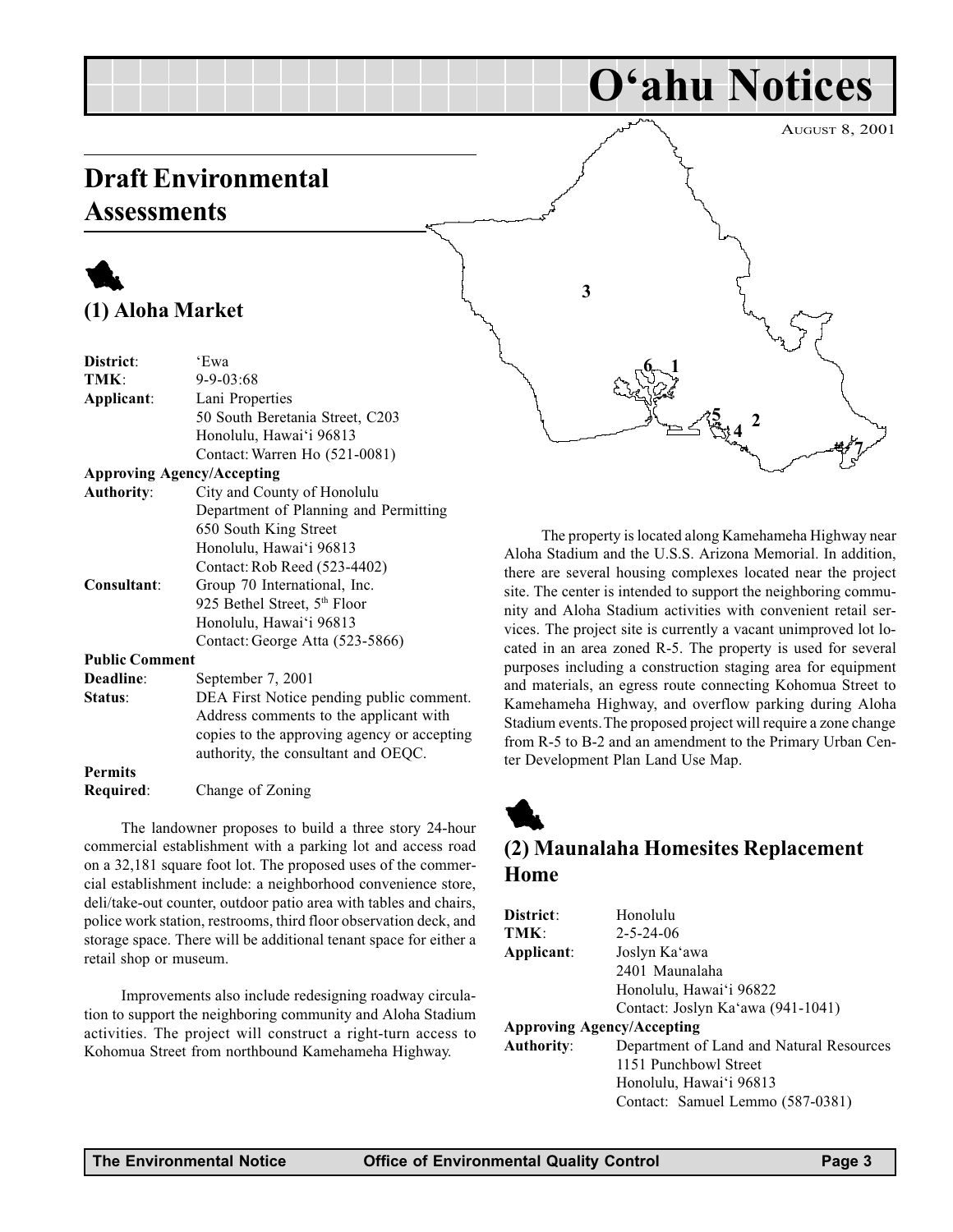# O'ahu Notices

August 8, 2001

## Draft Environmental Assessments

### (1) Aloha Market

| | |
|---|---|
| **District**: | 'Ewa |
| **TMK**: | 9-9-03:68 |
| **Applicant**: | Lani Properties<br>50 South Beretania Street, C203<br>Honolulu, Hawai'i 96813<br>Contact: Warren Ho (521-0081) |
| **Approving Agency/Accepting Authority**: | City and County of Honolulu<br>Department of Planning and Permitting<br>650 South King Street<br>Honolulu, Hawai'i 96813<br>Contact: Rob Reed (523-4402) |
| **Consultant**: | Group 70 International, Inc.<br>925 Bethel Street, 5th Floor<br>Honolulu, Hawai'i 96813<br>Contact: George Atta (523-5866) |
| **Public Comment Deadline**: | September 7, 2001 |
| **Status**: | DEA First Notice pending public comment. Address comments to the applicant with copies to the approving agency or accepting authority, the consultant and OEQC. |
| **Permits Required**: | Change of Zoning |

The landowner proposes to build a three story 24-hour commercial establishment with a parking lot and access road on a 32,181 square foot lot. The proposed uses of the commercial establishment include: a neighborhood convenience store, deli/take-out counter, outdoor patio area with tables and chairs, police work station, restrooms, third floor observation deck, and storage space. There will be additional tenant space for either a retail shop or museum.

Improvements also include redesigning roadway circulation to support the neighboring community and Aloha Stadium activities. The project will construct a right-turn access to Kohomua Street from northbound Kamehameha Highway.

The property is located along Kamehameha Highway near Aloha Stadium and the U.S.S. Arizona Memorial. In addition, there are several housing complexes located near the project site. The center is intended to support the neighboring community and Aloha Stadium activities with convenient retail services. The project site is currently a vacant unimproved lot located in an area zoned R-5. The property is used for several purposes including a construction staging area for equipment and materials, an egress route connecting Kohomua Street to Kamehameha Highway, and overflow parking during Aloha Stadium events. The proposed project will require a zone change from R-5 to B-2 and an amendment to the Primary Urban Center Development Plan Land Use Map.

### (2) Maunalaha Homesites Replacement Home

| | |
|---|---|
| **District**: | Honolulu |
| **TMK**: | 2-5-24-06 |
| **Applicant**: | Joslyn Ka'awa<br>2401 Maunalaha<br>Honolulu, Hawai'i 96822<br>Contact: Joslyn Ka'awa (941-1041) |
| **Approving Agency/Accepting Authority**: | Department of Land and Natural Resources<br>1151 Punchbowl Street<br>Honolulu, Hawai'i 96813<br>Contact: Samuel Lemmo (587-0381) |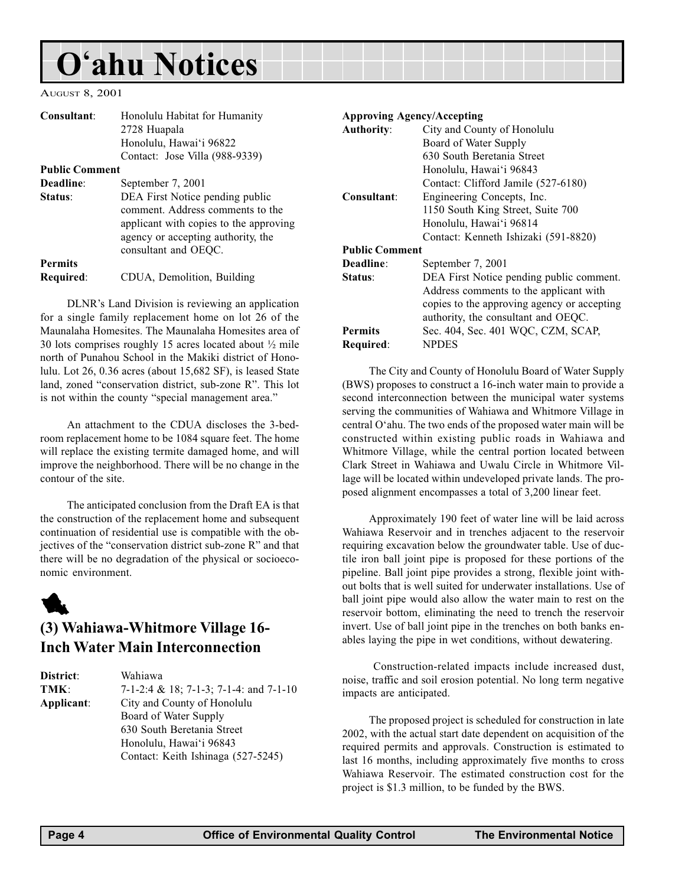# O'ahu Notices

AUGUST 8, 2001

**Consultant**: Honolulu Habitat for Humanity
2728 Huapala
Honolulu, Hawai'i 96822
Contact: Jose Villa (988-9339)

**Public Comment**
**Deadline**: September 7, 2001

**Status**: DEA First Notice pending public comment. Address comments to the applicant with copies to the approving agency or accepting authority, the consultant and OEQC.

**Permits**
**Required**: CDUA, Demolition, Building

DLNR's Land Division is reviewing an application for a single family replacement home on lot 26 of the Maunalaha Homesites. The Maunalaha Homesites area of 30 lots comprises roughly 15 acres located about ½ mile north of Punahou School in the Makiki district of Honolulu. Lot 26, 0.36 acres (about 15,682 SF), is leased State land, zoned "conservation district, sub-zone R". This lot is not within the county "special management area."

An attachment to the CDUA discloses the 3-bedroom replacement home to be 1084 square feet. The home will replace the existing termite damaged home, and will improve the neighborhood. There will be no change in the contour of the site.

The anticipated conclusion from the Draft EA is that the construction of the replacement home and subsequent continuation of residential use is compatible with the objectives of the "conservation district sub-zone R" and that there will be no degradation of the physical or socioeconomic environment.

## (3) Wahiawa-Whitmore Village 16-Inch Water Main Interconnection

**District**: Wahiawa

**TMK**: 7-1-2:4 & 18; 7-1-3; 7-1-4: and 7-1-10

**Applicant**: City and County of Honolulu
Board of Water Supply
630 South Beretania Street
Honolulu, Hawai'i 96843
Contact: Keith Ishinaga (527-5245)

**Approving Agency/Accepting**
**Authority**: City and County of Honolulu
Board of Water Supply
630 South Beretania Street
Honolulu, Hawai'i 96843
Contact: Clifford Jamile (527-6180)

**Consultant**: Engineering Concepts, Inc.
1150 South King Street, Suite 700
Honolulu, Hawai'i 96814
Contact: Kenneth Ishizaki (591-8820)

**Public Comment**
**Deadline**: September 7, 2001

**Status**: DEA First Notice pending public comment. Address comments to the applicant with copies to the approving agency or accepting authority, the consultant and OEQC.

**Permits**
**Required**: Sec. 404, Sec. 401 WQC, CZM, SCAP, NPDES

The City and County of Honolulu Board of Water Supply (BWS) proposes to construct a 16-inch water main to provide a second interconnection between the municipal water systems serving the communities of Wahiawa and Whitmore Village in central O'ahu. The two ends of the proposed water main will be constructed within existing public roads in Wahiawa and Whitmore Village, while the central portion located between Clark Street in Wahiawa and Uwalu Circle in Whitmore Village will be located within undeveloped private lands. The proposed alignment encompasses a total of 3,200 linear feet.

Approximately 190 feet of water line will be laid across Wahiawa Reservoir and in trenches adjacent to the reservoir requiring excavation below the groundwater table. Use of ductile iron ball joint pipe is proposed for these portions of the pipeline. Ball joint pipe provides a strong, flexible joint without bolts that is well suited for underwater installations. Use of ball joint pipe would also allow the water main to rest on the reservoir bottom, eliminating the need to trench the reservoir invert. Use of ball joint pipe in the trenches on both banks enables laying the pipe in wet conditions, without dewatering.

Construction-related impacts include increased dust, noise, traffic and soil erosion potential. No long term negative impacts are anticipated.

The proposed project is scheduled for construction in late 2002, with the actual start date dependent on acquisition of the required permits and approvals. Construction is estimated to last 16 months, including approximately five months to cross Wahiawa Reservoir. The estimated construction cost for the project is $1.3 million, to be funded by the BWS.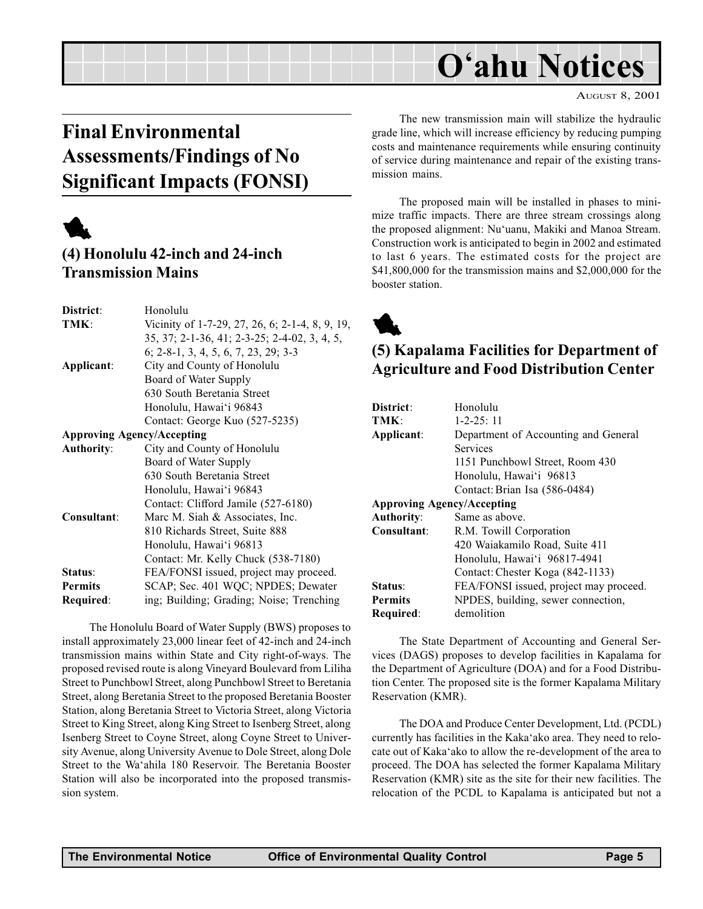# O'ahu Notices

AUGUST 8, 2001

## Final Environmental Assessments/Findings of No Significant Impacts (FONSI)

### (4) Honolulu 42-inch and 24-inch Transmission Mains

**District**: Honolulu
**TMK**: Vicinity of 1-7-29, 27, 26, 6; 2-1-4, 8, 9, 19, 35, 37; 2-1-36, 41; 2-3-25; 2-4-02, 3, 4, 5, 6; 2-8-1, 3, 4, 5, 6, 7, 23, 29; 3-3
**Applicant**: City and County of Honolulu
Board of Water Supply
630 South Beretania Street
Honolulu, Hawai'i 96843
Contact: George Kuo (527-5235)
**Approving Agency/Accepting Authority**: City and County of Honolulu
Board of Water Supply
630 South Beretania Street
Honolulu, Hawai'i 96843
Contact: Clifford Jamile (527-6180)
**Consultant**: Marc M. Siah & Associates, Inc.
810 Richards Street, Suite 888
Honolulu, Hawai'i 96813
Contact: Mr. Kelly Chuck (538-7180)
**Status**: FEA/FONSI issued, project may proceed.
**Permits Required**: SCAP; Sec. 401 WQC; NPDES; Dewatering; Building; Grading; Noise; Trenching

The Honolulu Board of Water Supply (BWS) proposes to install approximately 23,000 linear feet of 42-inch and 24-inch transmission mains within State and City right-of-ways. The proposed revised route is along Vineyard Boulevard from Liliha Street to Punchbowl Street, along Punchbowl Street to Beretania Street, along Beretania Street to the proposed Beretania Booster Station, along Beretania Street to Victoria Street, along Victoria Street to King Street, along King Street to Isenberg Street, along Isenberg Street to Coyne Street, along Coyne Street to University Avenue, along University Avenue to Dole Street, along Dole Street to the Wa'ahila 180 Reservoir. The Beretania Booster Station will also be incorporated into the proposed transmission system.

The new transmission main will stabilize the hydraulic grade line, which will increase efficiency by reducing pumping costs and maintenance requirements while ensuring continuity of service during maintenance and repair of the existing transmission mains.

The proposed main will be installed in phases to minimize traffic impacts. There are three stream crossings along the proposed alignment: Nu'uanu, Makiki and Manoa Stream. Construction work is anticipated to begin in 2002 and estimated to last 6 years. The estimated costs for the project are $41,800,000 for the transmission mains and $2,000,000 for the booster station.

### (5) Kapalama Facilities for Department of Agriculture and Food Distribution Center

**District**: Honolulu
**TMK**: 1-2-25: 11
**Applicant**: Department of Accounting and General Services
1151 Punchbowl Street, Room 430
Honolulu, Hawai'i 96813
Contact: Brian Isa (586-0484)
**Approving Agency/Accepting Authority**: Same as above.
**Consultant**: R.M. Towill Corporation
420 Waiakamilo Road, Suite 411
Honolulu, Hawai'i 96817-4941
Contact: Chester Koga (842-1133)
**Status**: FEA/FONSI issued, project may proceed.
**Permits Required**: NPDES, building, sewer connection, demolition

The State Department of Accounting and General Services (DAGS) proposes to develop facilities in Kapalama for the Department of Agriculture (DOA) and for a Food Distribution Center. The proposed site is the former Kapalama Military Reservation (KMR).

The DOA and Produce Center Development, Ltd. (PCDL) currently has facilities in the Kaka'ako area. They need to relocate out of Kaka'ako to allow the re-development of the area to proceed. The DOA has selected the former Kapalama Military Reservation (KMR) site as the site for their new facilities. The relocation of the PCDL to Kapalama is anticipated but not a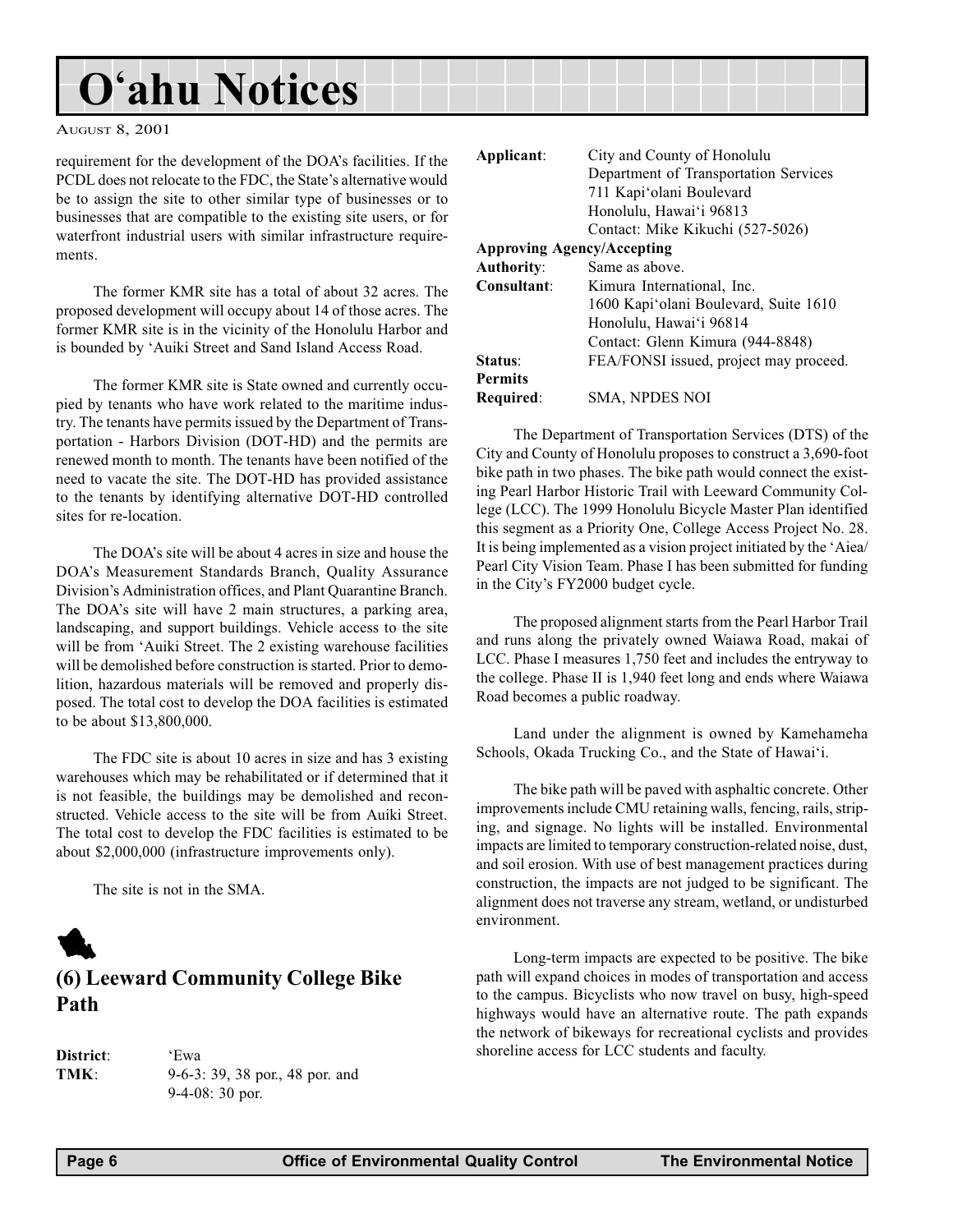requirement for the development of the DOA's facilities. If the PCDL does not relocate to the FDC, the State's alternative would be to assign the site to other similar type of businesses or to businesses that are compatible to the existing site users, or for waterfront industrial users with similar infrastructure requirements.

The former KMR site has a total of about 32 acres. The proposed development will occupy about 14 of those acres. The former KMR site is in the vicinity of the Honolulu Harbor and is bounded by 'Auiki Street and Sand Island Access Road.

The former KMR site is State owned and currently occupied by tenants who have work related to the maritime industry. The tenants have permits issued by the Department of Transportation - Harbors Division (DOT-HD) and the permits are renewed month to month. The tenants have been notified of the need to vacate the site. The DOT-HD has provided assistance to the tenants by identifying alternative DOT-HD controlled sites for re-location.

The DOA's site will be about 4 acres in size and house the DOA's Measurement Standards Branch, Quality Assurance Division's Administration offices, and Plant Quarantine Branch. The DOA's site will have 2 main structures, a parking area, landscaping, and support buildings. Vehicle access to the site will be from 'Auiki Street. The 2 existing warehouse facilities will be demolished before construction is started. Prior to demolition, hazardous materials will be removed and properly disposed. The total cost to develop the DOA facilities is estimated to be about $13,800,000.

The FDC site is about 10 acres in size and has 3 existing warehouses which may be rehabilitated or if determined that it is not feasible, the buildings may be demolished and reconstructed. Vehicle access to the site will be from Auiki Street. The total cost to develop the FDC facilities is estimated to be about $2,000,000 (infrastructure improvements only).

The site is not in the SMA.

## (6) Leeward Community College Bike Path

**District**: 'Ewa
**TMK**: 9-6-3: 39, 38 por., 48 por. and 9-4-08: 30 por.
**Applicant**: City and County of Honolulu
Department of Transportation Services
711 Kapi'olani Boulevard
Honolulu, Hawai'i 96813
Contact: Mike Kikuchi (527-5026)

**Approving Agency/Accepting Authority**: Same as above.
**Consultant**: Kimura International, Inc.
1600 Kapi'olani Boulevard, Suite 1610
Honolulu, Hawai'i 96814
Contact: Glenn Kimura (944-8848)
**Status**: FEA/FONSI issued, project may proceed.
**Permits Required**: SMA, NPDES NOI

The Department of Transportation Services (DTS) of the City and County of Honolulu proposes to construct a 3,690-foot bike path in two phases. The bike path would connect the existing Pearl Harbor Historic Trail with Leeward Community College (LCC). The 1999 Honolulu Bicycle Master Plan identified this segment as a Priority One, College Access Project No. 28. It is being implemented as a vision project initiated by the 'Aiea/Pearl City Vision Team. Phase I has been submitted for funding in the City's FY2000 budget cycle.

The proposed alignment starts from the Pearl Harbor Trail and runs along the privately owned Waiawa Road, makai of LCC. Phase I measures 1,750 feet and includes the entryway to the college. Phase II is 1,940 feet long and ends where Waiawa Road becomes a public roadway.

Land under the alignment is owned by Kamehameha Schools, Okada Trucking Co., and the State of Hawai'i.

The bike path will be paved with asphaltic concrete. Other improvements include CMU retaining walls, fencing, rails, striping, and signage. No lights will be installed. Environmental impacts are limited to temporary construction-related noise, dust, and soil erosion. With use of best management practices during construction, the impacts are not judged to be significant. The alignment does not traverse any stream, wetland, or undisturbed environment.

Long-term impacts are expected to be positive. The bike path will expand choices in modes of transportation and access to the campus. Bicyclists who now travel on busy, high-speed highways would have an alternative route. The path expands the network of bikeways for recreational cyclists and provides shoreline access for LCC students and faculty.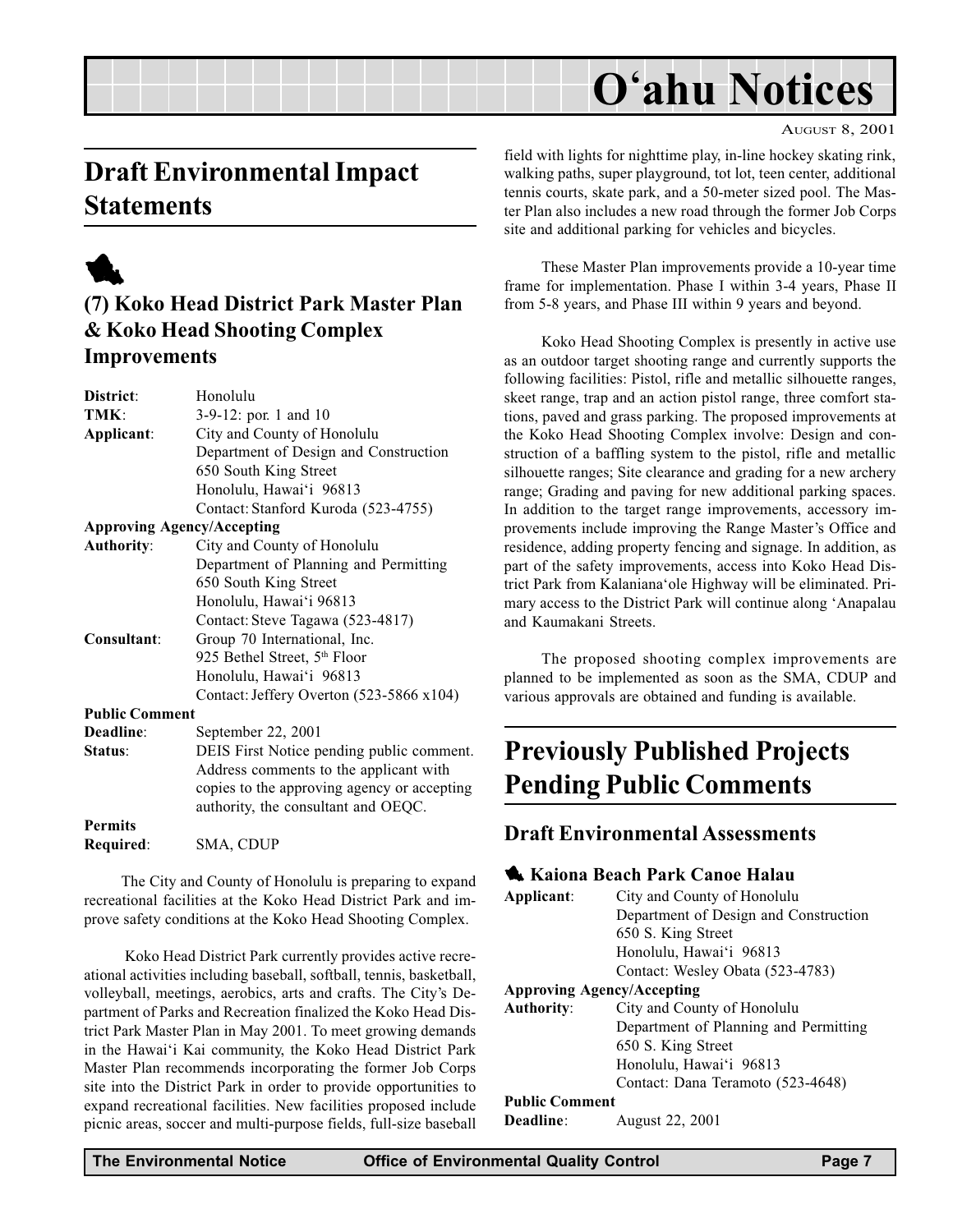# O'ahu Notices

AUGUST 8, 2001

## Draft Environmental Impact Statements

### (7) Koko Head District Park Master Plan & Koko Head Shooting Complex Improvements

**District**: Honolulu
**TMK**: 3-9-12: por. 1 and 10
**Applicant**: City and County of Honolulu
Department of Design and Construction
650 South King Street
Honolulu, Hawai'i 96813
Contact: Stanford Kuroda (523-4755)
**Approving Agency/Accepting Authority**: City and County of Honolulu
Department of Planning and Permitting
650 South King Street
Honolulu, Hawai'i 96813
Contact: Steve Tagawa (523-4817)
**Consultant**: Group 70 International, Inc.
925 Bethel Street, 5th Floor
Honolulu, Hawai'i 96813
Contact: Jeffery Overton (523-5866 x104)
**Public Comment Deadline**: September 22, 2001
**Status**: DEIS First Notice pending public comment. Address comments to the applicant with copies to the approving agency or accepting authority, the consultant and OEQC.
**Permits Required**: SMA, CDUP

The City and County of Honolulu is preparing to expand recreational facilities at the Koko Head District Park and improve safety conditions at the Koko Head Shooting Complex.

Koko Head District Park currently provides active recreational activities including baseball, softball, tennis, basketball, volleyball, meetings, aerobics, arts and crafts. The City's Department of Parks and Recreation finalized the Koko Head District Park Master Plan in May 2001. To meet growing demands in the Hawai'i Kai community, the Koko Head District Park Master Plan recommends incorporating the former Job Corps site into the District Park in order to provide opportunities to expand recreational facilities. New facilities proposed include picnic areas, soccer and multi-purpose fields, full-size baseball field with lights for nighttime play, in-line hockey skating rink, walking paths, super playground, tot lot, teen center, additional tennis courts, skate park, and a 50-meter sized pool. The Master Plan also includes a new road through the former Job Corps site and additional parking for vehicles and bicycles.

These Master Plan improvements provide a 10-year time frame for implementation. Phase I within 3-4 years, Phase II from 5-8 years, and Phase III within 9 years and beyond.

Koko Head Shooting Complex is presently in active use as an outdoor target shooting range and currently supports the following facilities: Pistol, rifle and metallic silhouette ranges, skeet range, trap and an action pistol range, three comfort stations, paved and grass parking. The proposed improvements at the Koko Head Shooting Complex involve: Design and construction of a baffling system to the pistol, rifle and metallic silhouette ranges; Site clearance and grading for a new archery range; Grading and paving for new additional parking spaces. In addition to the target range improvements, accessory improvements include improving the Range Master's Office and residence, adding property fencing and signage. In addition, as part of the safety improvements, access into Koko Head District Park from Kalaniana'ole Highway will be eliminated. Primary access to the District Park will continue along 'Anapalau and Kaumakani Streets.

The proposed shooting complex improvements are planned to be implemented as soon as the SMA, CDUP and various approvals are obtained and funding is available.

## Previously Published Projects Pending Public Comments

### Draft Environmental Assessments

#### Kaiona Beach Park Canoe Halau

**Applicant**: City and County of Honolulu
Department of Design and Construction
650 S. King Street
Honolulu, Hawai'i 96813
Contact: Wesley Obata (523-4783)
**Approving Agency/Accepting Authority**: City and County of Honolulu
Department of Planning and Permitting
650 S. King Street
Honolulu, Hawai'i 96813
Contact: Dana Teramoto (523-4648)
**Public Comment Deadline**: August 22, 2001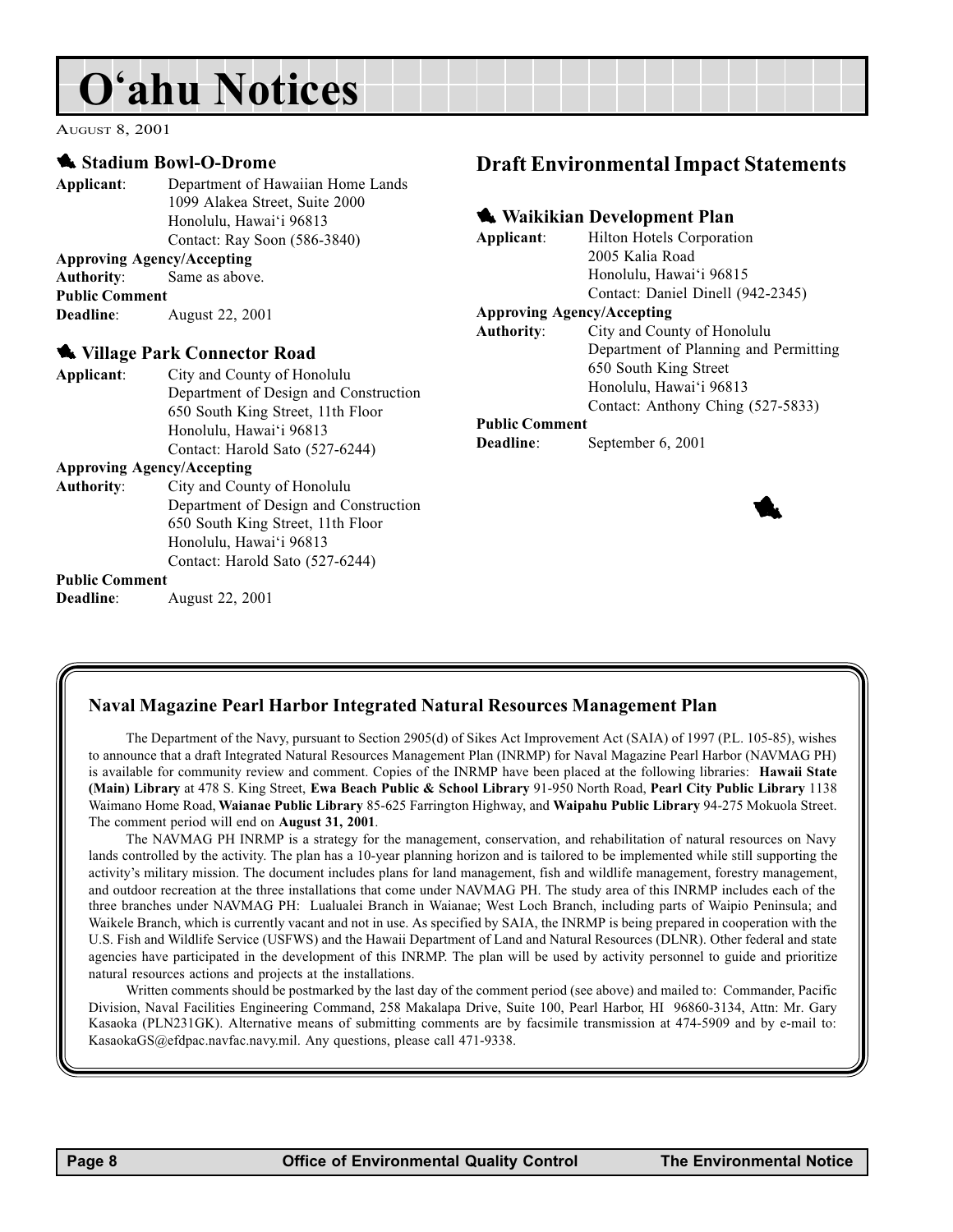# O'ahu Notices

August 8, 2001

### Stadium Bowl-O-Drome

**Applicant**: Department of Hawaiian Home Lands
1099 Alakea Street, Suite 2000
Honolulu, Hawai'i 96813
Contact: Ray Soon (586-3840)

**Approving Agency/Accepting Authority**: Same as above.

**Public Comment Deadline**: August 22, 2001

### Village Park Connector Road

**Applicant**: City and County of Honolulu
Department of Design and Construction
650 South King Street, 11th Floor
Honolulu, Hawai'i 96813
Contact: Harold Sato (527-6244)

**Approving Agency/Accepting Authority**: City and County of Honolulu
Department of Design and Construction
650 South King Street, 11th Floor
Honolulu, Hawai'i 96813
Contact: Harold Sato (527-6244)

**Public Comment Deadline**: August 22, 2001

## Draft Environmental Impact Statements

### Waikikian Development Plan

**Applicant**: Hilton Hotels Corporation
2005 Kalia Road
Honolulu, Hawai'i 96815
Contact: Daniel Dinell (942-2345)

**Approving Agency/Accepting Authority**: City and County of Honolulu
Department of Planning and Permitting
650 South King Street
Honolulu, Hawai'i 96813
Contact: Anthony Ching (527-5833)

**Public Comment Deadline**: September 6, 2001

### Naval Magazine Pearl Harbor Integrated Natural Resources Management Plan

The Department of the Navy, pursuant to Section 2905(d) of Sikes Act Improvement Act (SAIA) of 1997 (P.L. 105-85), wishes to announce that a draft Integrated Natural Resources Management Plan (INRMP) for Naval Magazine Pearl Harbor (NAVMAG PH) is available for community review and comment. Copies of the INRMP have been placed at the following libraries: **Hawaii State (Main) Library** at 478 S. King Street, **Ewa Beach Public & School Library** 91-950 North Road, **Pearl City Public Library** 1138 Waimano Home Road, **Waianae Public Library** 85-625 Farrington Highway, and **Waipahu Public Library** 94-275 Mokuola Street. The comment period will end on **August 31, 2001**.

The NAVMAG PH INRMP is a strategy for the management, conservation, and rehabilitation of natural resources on Navy lands controlled by the activity. The plan has a 10-year planning horizon and is tailored to be implemented while still supporting the activity's military mission. The document includes plans for land management, fish and wildlife management, forestry management, and outdoor recreation at the three installations that come under NAVMAG PH. The study area of this INRMP includes each of the three branches under NAVMAG PH: Lualualei Branch in Waianae; West Loch Branch, including parts of Waipio Peninsula; and Waikele Branch, which is currently vacant and not in use. As specified by SAIA, the INRMP is being prepared in cooperation with the U.S. Fish and Wildlife Service (USFWS) and the Hawaii Department of Land and Natural Resources (DLNR). Other federal and state agencies have participated in the development of this INRMP. The plan will be used by activity personnel to guide and prioritize natural resources actions and projects at the installations.

Written comments should be postmarked by the last day of the comment period (see above) and mailed to: Commander, Pacific Division, Naval Facilities Engineering Command, 258 Makalapa Drive, Suite 100, Pearl Harbor, HI 96860-3134, Attn: Mr. Gary Kasaoka (PLN231GK). Alternative means of submitting comments are by facsimile transmission at 474-5909 and by e-mail to: KasaokaGS@efdpac.navfac.navy.mil. Any questions, please call 471-9338.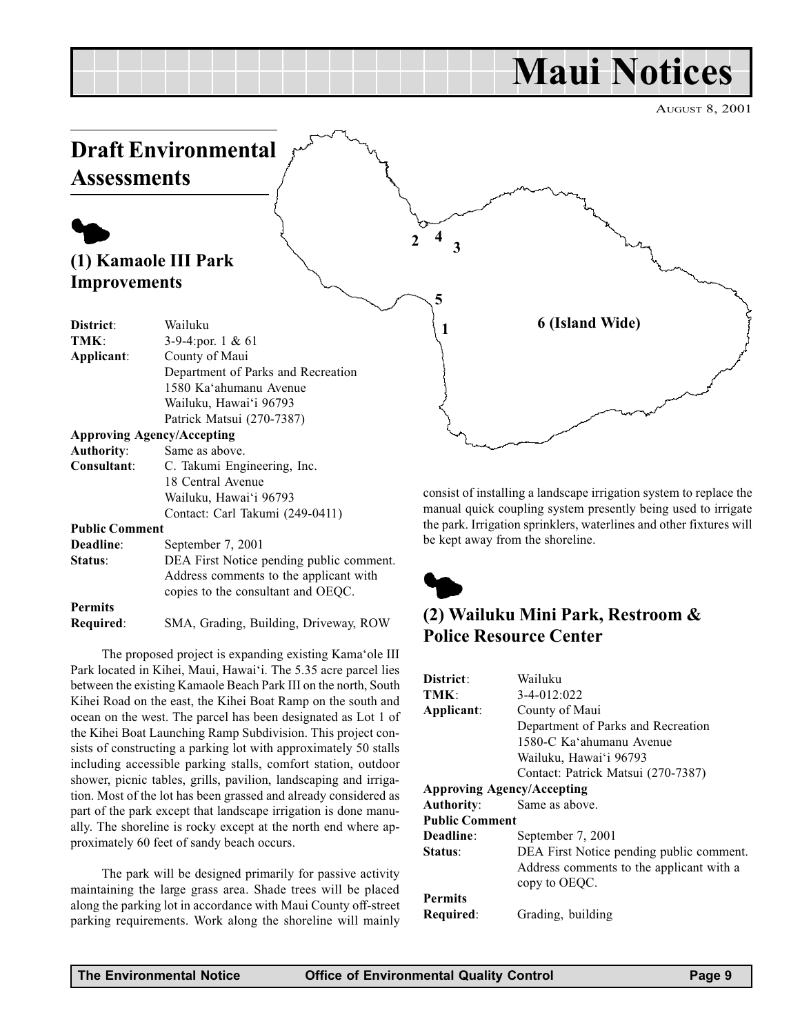# Maui Notices

AUGUST 8, 2001

## Draft Environmental Assessments

### (1) Kamaole III Park Improvements

**District**: Wailuku
**TMK**: 3-9-4:por. 1 & 61
**Applicant**: County of Maui
Department of Parks and Recreation
1580 Ka'ahumanu Avenue
Wailuku, Hawai'i 96793
Patrick Matsui (270-7387)
**Approving Agency/Accepting Authority**: Same as above.
**Consultant**: C. Takumi Engineering, Inc.
18 Central Avenue
Wailuku, Hawai'i 96793
Contact: Carl Takumi (249-0411)
**Public Comment Deadline**: September 7, 2001
**Status**: DEA First Notice pending public comment. Address comments to the applicant with copies to the consultant and OEQC.
**Permits Required**: SMA, Grading, Building, Driveway, ROW

The proposed project is expanding existing Kama'ole III Park located in Kihei, Maui, Hawai'i. The 5.35 acre parcel lies between the existing Kamaole Beach Park III on the north, South Kihei Road on the east, the Kihei Boat Ramp on the south and ocean on the west. The parcel has been designated as Lot 1 of the Kihei Boat Launching Ramp Subdivision. This project consists of constructing a parking lot with approximately 50 stalls including accessible parking stalls, comfort station, outdoor shower, picnic tables, grills, pavilion, landscaping and irrigation. Most of the lot has been grassed and already considered as part of the park except that landscape irrigation is done manually. The shoreline is rocky except at the north end where approximately 60 feet of sandy beach occurs.

The park will be designed primarily for passive activity maintaining the large grass area. Shade trees will be placed along the parking lot in accordance with Maui County off-street parking requirements. Work along the shoreline will mainly consist of installing a landscape irrigation system to replace the manual quick coupling system presently being used to irrigate the park. Irrigation sprinklers, waterlines and other fixtures will be kept away from the shoreline.

2 4 3

5

1

6 (Island Wide)

### (2) Wailuku Mini Park, Restroom & Police Resource Center

**District**: Wailuku
**TMK**: 3-4-012:022
**Applicant**: County of Maui
Department of Parks and Recreation
1580-C Ka'ahumanu Avenue
Wailuku, Hawai'i 96793
Contact: Patrick Matsui (270-7387)
**Approving Agency/Accepting Authority**: Same as above.
**Public Comment Deadline**: September 7, 2001
**Status**: DEA First Notice pending public comment. Address comments to the applicant with a copy to OEQC.
**Permits Required**: Grading, building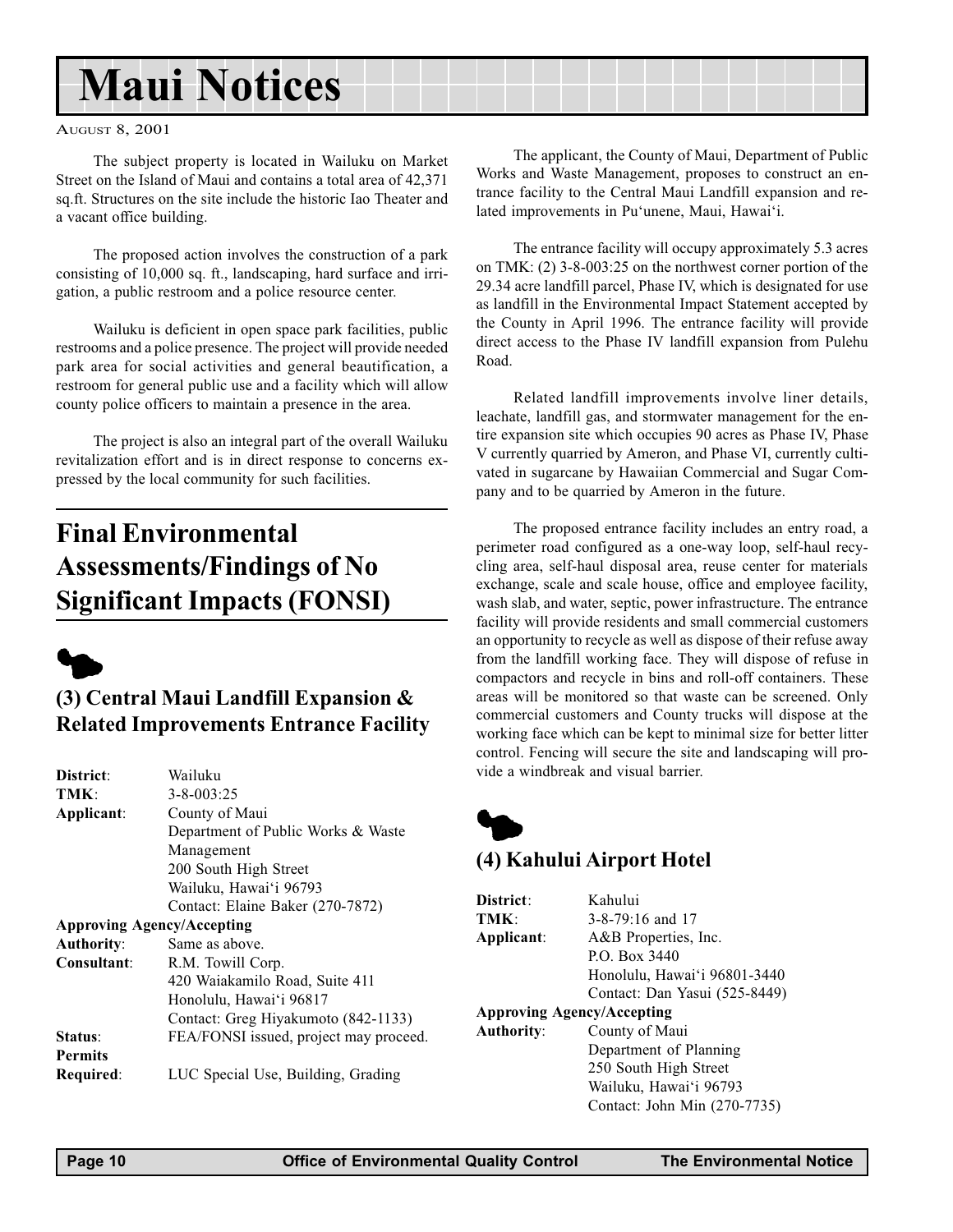# Maui Notices

August 8, 2001

The subject property is located in Wailuku on Market Street on the Island of Maui and contains a total area of 42,371 sq.ft. Structures on the site include the historic Iao Theater and a vacant office building.

The proposed action involves the construction of a park consisting of 10,000 sq. ft., landscaping, hard surface and irrigation, a public restroom and a police resource center.

Wailuku is deficient in open space park facilities, public restrooms and a police presence. The project will provide needed park area for social activities and general beautification, a restroom for general public use and a facility which will allow county police officers to maintain a presence in the area.

The project is also an integral part of the overall Wailuku revitalization effort and is in direct response to concerns expressed by the local community for such facilities.

## Final Environmental Assessments/Findings of No Significant Impacts (FONSI)

### (3) Central Maui Landfill Expansion & Related Improvements Entrance Facility

**District**: Wailuku
**TMK**: 3-8-003:25
**Applicant**: County of Maui
Department of Public Works & Waste Management
200 South High Street
Wailuku, Hawai'i 96793
Contact: Elaine Baker (270-7872)
**Approving Agency/Accepting Authority**: Same as above.
**Consultant**: R.M. Towill Corp.
420 Waiakamilo Road, Suite 411
Honolulu, Hawai'i 96817
Contact: Greg Hiyakumoto (842-1133)
**Status**: FEA/FONSI issued, project may proceed.
**Permits Required**: LUC Special Use, Building, Grading

The applicant, the County of Maui, Department of Public Works and Waste Management, proposes to construct an entrance facility to the Central Maui Landfill expansion and related improvements in Pu'unene, Maui, Hawai'i.

The entrance facility will occupy approximately 5.3 acres on TMK: (2) 3-8-003:25 on the northwest corner portion of the 29.34 acre landfill parcel, Phase IV, which is designated for use as landfill in the Environmental Impact Statement accepted by the County in April 1996. The entrance facility will provide direct access to the Phase IV landfill expansion from Pulehu Road.

Related landfill improvements involve liner details, leachate, landfill gas, and stormwater management for the entire expansion site which occupies 90 acres as Phase IV, Phase V currently quarried by Ameron, and Phase VI, currently cultivated in sugarcane by Hawaiian Commercial and Sugar Company and to be quarried by Ameron in the future.

The proposed entrance facility includes an entry road, a perimeter road configured as a one-way loop, self-haul recycling area, self-haul disposal area, reuse center for materials exchange, scale and scale house, office and employee facility, wash slab, and water, septic, power infrastructure. The entrance facility will provide residents and small commercial customers an opportunity to recycle as well as dispose of their refuse away from the landfill working face. They will dispose of refuse in compactors and recycle in bins and roll-off containers. These areas will be monitored so that waste can be screened. Only commercial customers and County trucks will dispose at the working face which can be kept to minimal size for better litter control. Fencing will secure the site and landscaping will provide a windbreak and visual barrier.

### (4) Kahului Airport Hotel

**District**: Kahului
**TMK**: 3-8-79:16 and 17
**Applicant**: A&B Properties, Inc.
P.O. Box 3440
Honolulu, Hawai'i 96801-3440
Contact: Dan Yasui (525-8449)
**Approving Agency/Accepting Authority**: County of Maui
Department of Planning
250 South High Street
Wailuku, Hawai'i 96793
Contact: John Min (270-7735)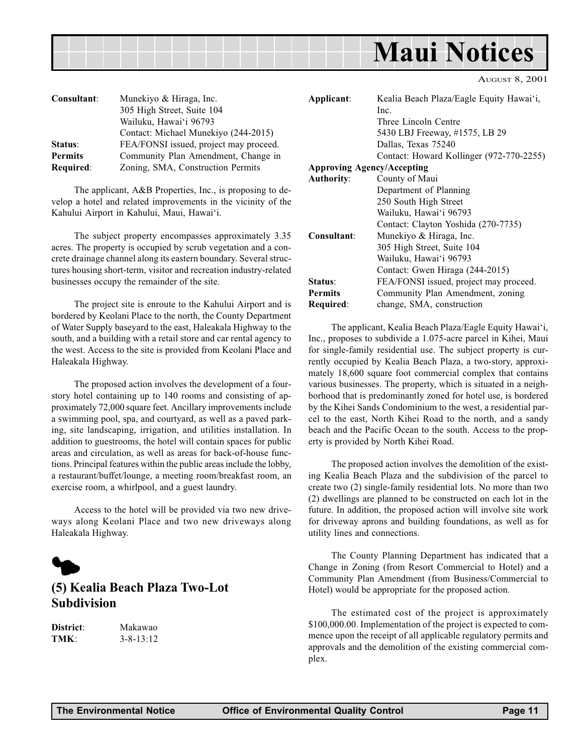# Maui Notices

AUGUST 8, 2001

**Consultant**: Munekiyo & Hiraga, Inc.
305 High Street, Suite 104
Wailuku, Hawai'i 96793
Contact: Michael Munekiyo (244-2015)

**Status**: FEA/FONSI issued, project may proceed.

**Permits Required**: Community Plan Amendment, Change in Zoning, SMA, Construction Permits

The applicant, A&B Properties, Inc., is proposing to develop a hotel and related improvements in the vicinity of the Kahului Airport in Kahului, Maui, Hawai'i.

The subject property encompasses approximately 3.35 acres. The property is occupied by scrub vegetation and a concrete drainage channel along its eastern boundary. Several structures housing short-term, visitor and recreation industry-related businesses occupy the remainder of the site.

The project site is enroute to the Kahului Airport and is bordered by Keolani Place to the north, the County Department of Water Supply baseyard to the east, Haleakala Highway to the south, and a building with a retail store and car rental agency to the west. Access to the site is provided from Keolani Place and Haleakala Highway.

The proposed action involves the development of a four-story hotel containing up to 140 rooms and consisting of approximately 72,000 square feet. Ancillary improvements include a swimming pool, spa, and courtyard, as well as a paved parking, site landscaping, irrigation, and utilities installation. In addition to guestrooms, the hotel will contain spaces for public areas and circulation, as well as areas for back-of-house functions. Principal features within the public areas include the lobby, a restaurant/buffet/lounge, a meeting room/breakfast room, an exercise room, a whirlpool, and a guest laundry.

Access to the hotel will be provided via two new driveways along Keolani Place and two new driveways along Haleakala Highway.

## (5) Kealia Beach Plaza Two-Lot Subdivision

**District**: Makawao
**TMK**: 3-8-13:12

**Applicant**: Kealia Beach Plaza/Eagle Equity Hawai'i, Inc.
Three Lincoln Centre
5430 LBJ Freeway, #1575, LB 29
Dallas, Texas 75240
Contact: Howard Kollinger (972-770-2255)

**Approving Agency/Accepting Authority**: County of Maui
Department of Planning
250 South High Street
Wailuku, Hawai'i 96793
Contact: Clayton Yoshida (270-7735)

**Consultant**: Munekiyo & Hiraga, Inc.
305 High Street, Suite 104
Wailuku, Hawai'i 96793
Contact: Gwen Hiraga (244-2015)

**Status**: FEA/FONSI issued, project may proceed.

**Permits Required**: Community Plan Amendment, zoning change, SMA, construction

The applicant, Kealia Beach Plaza/Eagle Equity Hawai'i, Inc., proposes to subdivide a 1.075-acre parcel in Kihei, Maui for single-family residential use. The subject property is currently occupied by Kealia Beach Plaza, a two-story, approximately 18,600 square foot commercial complex that contains various businesses. The property, which is situated in a neighborhood that is predominantly zoned for hotel use, is bordered by the Kihei Sands Condominium to the west, a residential parcel to the east, North Kihei Road to the north, and a sandy beach and the Pacific Ocean to the south. Access to the property is provided by North Kihei Road.

The proposed action involves the demolition of the existing Kealia Beach Plaza and the subdivision of the parcel to create two (2) single-family residential lots. No more than two (2) dwellings are planned to be constructed on each lot in the future. In addition, the proposed action will involve site work for driveway aprons and building foundations, as well as for utility lines and connections.

The County Planning Department has indicated that a Change in Zoning (from Resort Commercial to Hotel) and a Community Plan Amendment (from Business/Commercial to Hotel) would be appropriate for the proposed action.

The estimated cost of the project is approximately $100,000.00. Implementation of the project is expected to commence upon the receipt of all applicable regulatory permits and approvals and the demolition of the existing commercial complex.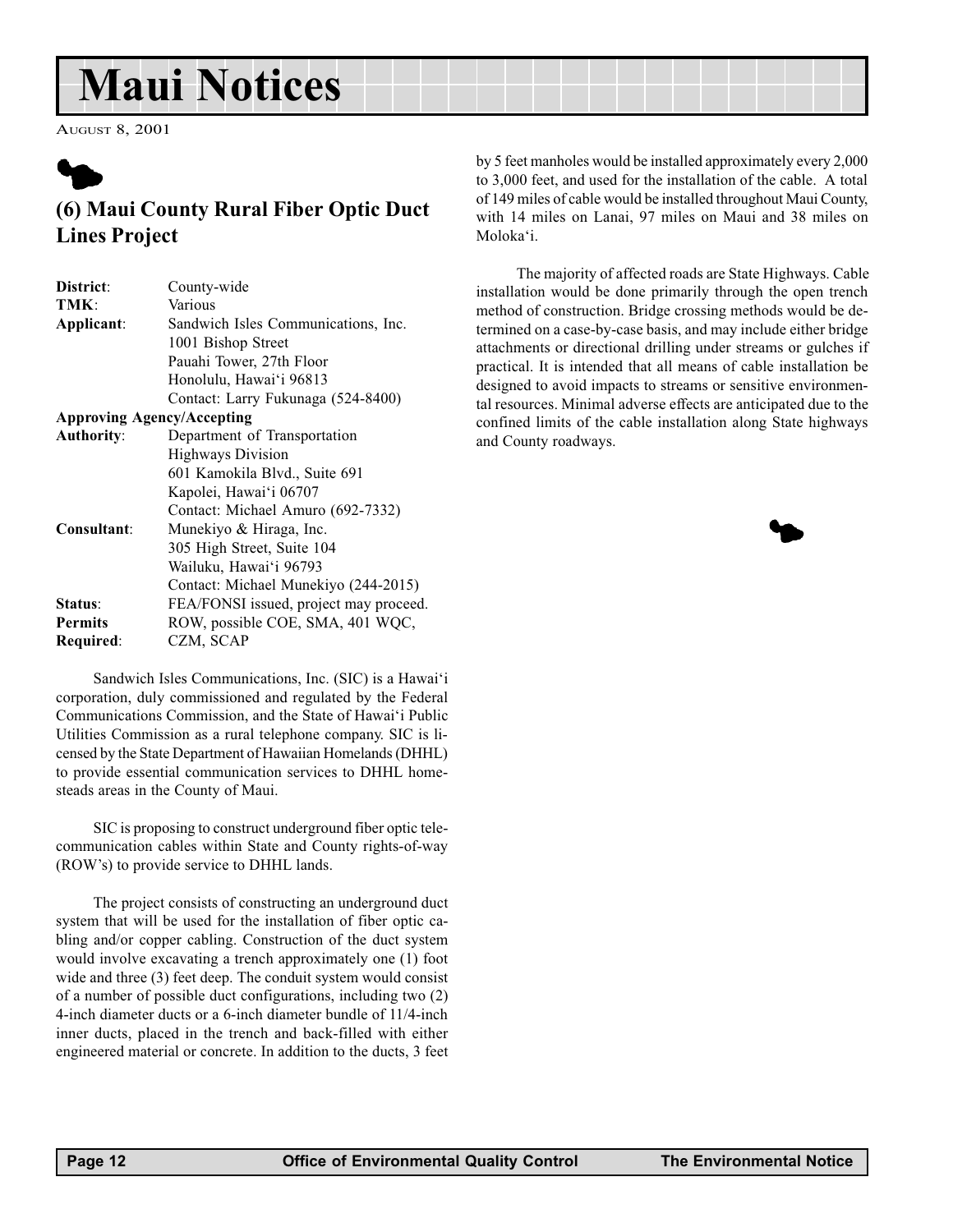# Maui Notices

AUGUST 8, 2001

## (6) Maui County Rural Fiber Optic Duct Lines Project

**District**: County-wide
**TMK**: Various
**Applicant**: Sandwich Isles Communications, Inc.
1001 Bishop Street
Pauahi Tower, 27th Floor
Honolulu, Hawai'i 96813
Contact: Larry Fukunaga (524-8400)

**Approving Agency/Accepting Authority**: Department of Transportation
Highways Division
601 Kamokila Blvd., Suite 691
Kapolei, Hawai'i 06707
Contact: Michael Amuro (692-7332)

**Consultant**: Munekiyo & Hiraga, Inc.
305 High Street, Suite 104
Wailuku, Hawai'i 96793
Contact: Michael Munekiyo (244-2015)

**Status**: FEA/FONSI issued, project may proceed.

**Permits Required**: ROW, possible COE, SMA, 401 WQC, CZM, SCAP

Sandwich Isles Communications, Inc. (SIC) is a Hawai'i corporation, duly commissioned and regulated by the Federal Communications Commission, and the State of Hawai'i Public Utilities Commission as a rural telephone company. SIC is licensed by the State Department of Hawaiian Homelands (DHHL) to provide essential communication services to DHHL homesteads areas in the County of Maui.

SIC is proposing to construct underground fiber optic telecommunication cables within State and County rights-of-way (ROW's) to provide service to DHHL lands.

The project consists of constructing an underground duct system that will be used for the installation of fiber optic cabling and/or copper cabling. Construction of the duct system would involve excavating a trench approximately one (1) foot wide and three (3) feet deep. The conduit system would consist of a number of possible duct configurations, including two (2) 4-inch diameter ducts or a 6-inch diameter bundle of 11/4-inch inner ducts, placed in the trench and back-filled with either engineered material or concrete. In addition to the ducts, 3 feet by 5 feet manholes would be installed approximately every 2,000 to 3,000 feet, and used for the installation of the cable. A total of 149 miles of cable would be installed throughout Maui County, with 14 miles on Lanai, 97 miles on Maui and 38 miles on Moloka'i.

The majority of affected roads are State Highways. Cable installation would be done primarily through the open trench method of construction. Bridge crossing methods would be determined on a case-by-case basis, and may include either bridge attachments or directional drilling under streams or gulches if practical. It is intended that all means of cable installation be designed to avoid impacts to streams or sensitive environmental resources. Minimal adverse effects are anticipated due to the confined limits of the cable installation along State highways and County roadways.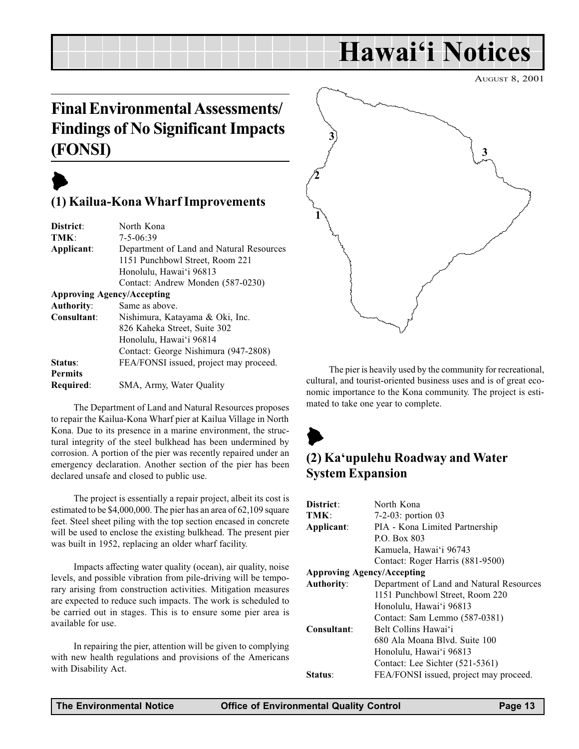# Hawai'i Notices

August 8, 2001

## Final Environmental Assessments/ Findings of No Significant Impacts (FONSI)

### (1) Kailua-Kona Wharf Improvements

| | |
|---|---|
| **District**: | North Kona |
| **TMK**: | 7-5-06:39 |
| **Applicant**: | Department of Land and Natural Resources<br>1151 Punchbowl Street, Room 221<br>Honolulu, Hawai'i 96813<br>Contact: Andrew Monden (587-0230) |
| **Approving Agency/Accepting Authority**: | Same as above. |
| **Consultant**: | Nishimura, Katayama & Oki, Inc.<br>826 Kaheka Street, Suite 302<br>Honolulu, Hawai'i 96814<br>Contact: George Nishimura (947-2808) |
| **Status**: | FEA/FONSI issued, project may proceed. |
| **Permits Required**: | SMA, Army, Water Quality |

The Department of Land and Natural Resources proposes to repair the Kailua-Kona Wharf pier at Kailua Village in North Kona. Due to its presence in a marine environment, the structural integrity of the steel bulkhead has been undermined by corrosion. A portion of the pier was recently repaired under an emergency declaration. Another section of the pier has been declared unsafe and closed to public use.

The project is essentially a repair project, albeit its cost is estimated to be $4,000,000. The pier has an area of 62,109 square feet. Steel sheet piling with the top section encased in concrete will be used to enclose the existing bulkhead. The present pier was built in 1952, replacing an older wharf facility.

Impacts affecting water quality (ocean), air quality, noise levels, and possible vibration from pile-driving will be temporary arising from construction activities. Mitigation measures are expected to reduce such impacts. The work is scheduled to be carried out in stages. This is to ensure some pier area is available for use.

In repairing the pier, attention will be given to complying with new health regulations and provisions of the Americans with Disability Act.

The pier is heavily used by the community for recreational, cultural, and tourist-oriented business uses and is of great economic importance to the Kona community. The project is estimated to take one year to complete.

### (2) Ka'upulehu Roadway and Water System Expansion

| | |
|---|---|
| **District**: | North Kona |
| **TMK**: | 7-2-03: portion 03 |
| **Applicant**: | PIA - Kona Limited Partnership<br>P.O. Box 803<br>Kamuela, Hawai'i 96743<br>Contact: Roger Harris (881-9500) |
| **Approving Agency/Accepting Authority**: | Department of Land and Natural Resources<br>1151 Punchbowl Street, Room 220<br>Honolulu, Hawai'i 96813<br>Contact: Sam Lemmo (587-0381) |
| **Consultant**: | Belt Collins Hawai'i<br>680 Ala Moana Blvd. Suite 100<br>Honolulu, Hawai'i 96813<br>Contact: Lee Sichter (521-5361) |
| **Status**: | FEA/FONSI issued, project may proceed. |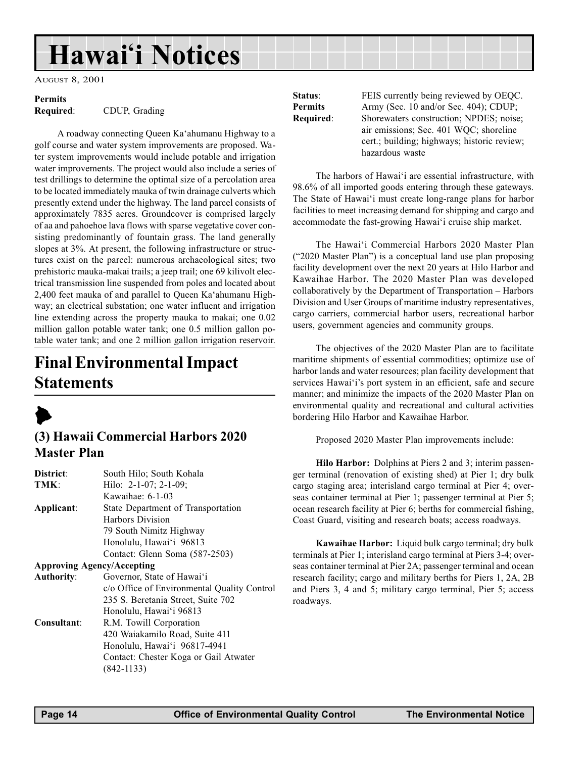**Permits Required**: CDUP, Grading

A roadway connecting Queen Ka'ahumanu Highway to a golf course and water system improvements are proposed. Water system improvements would include potable and irrigation water improvements. The project would also include a series of test drillings to determine the optimal size of a percolation area to be located immediately mauka of twin drainage culverts which presently extend under the highway. The land parcel consists of approximately 7835 acres. Groundcover is comprised largely of aa and pahoehoe lava flows with sparse vegetative cover consisting predominantly of fountain grass. The land generally slopes at 3%. At present, the following infrastructure or structures exist on the parcel: numerous archaeological sites; two prehistoric mauka-makai trails; a jeep trail; one 69 kilivolt electrical transmission line suspended from poles and located about 2,400 feet mauka of and parallel to Queen Ka'ahumanu Highway; an electrical substation; one water influent and irrigation line extending across the property mauka to makai; one 0.02 million gallon potable water tank; one 0.5 million gallon potable water tank; and one 2 million gallon irrigation reservoir.

# Final Environmental Impact Statements

### (3) Hawaii Commercial Harbors 2020 Master Plan

**District**: South Hilo; South Kohala
**TMK**: Hilo: 2-1-07; 2-1-09; Kawaihae: 6-1-03
**Applicant**: State Department of Transportation
Harbors Division
79 South Nimitz Highway
Honolulu, Hawai'i 96813
Contact: Glenn Soma (587-2503)

**Approving Agency/Accepting Authority**: Governor, State of Hawai'i
c/o Office of Environmental Quality Control
235 S. Beretania Street, Suite 702
Honolulu, Hawai'i 96813

**Consultant**: R.M. Towill Corporation
420 Waiakamilo Road, Suite 411
Honolulu, Hawai'i 96817-4941
Contact: Chester Koga or Gail Atwater (842-1133)

**Status**: FEIS currently being reviewed by OEQC.
**Permits Required**: Army (Sec. 10 and/or Sec. 404); CDUP; Shorewaters construction; NPDES; noise; air emissions; Sec. 401 WQC; shoreline cert.; building; highways; historic review; hazardous waste

The harbors of Hawai'i are essential infrastructure, with 98.6% of all imported goods entering through these gateways. The State of Hawai'i must create long-range plans for harbor facilities to meet increasing demand for shipping and cargo and accommodate the fast-growing Hawai'i cruise ship market.

The Hawai'i Commercial Harbors 2020 Master Plan ("2020 Master Plan") is a conceptual land use plan proposing facility development over the next 20 years at Hilo Harbor and Kawaihae Harbor. The 2020 Master Plan was developed collaboratively by the Department of Transportation – Harbors Division and User Groups of maritime industry representatives, cargo carriers, commercial harbor users, recreational harbor users, government agencies and community groups.

The objectives of the 2020 Master Plan are to facilitate maritime shipments of essential commodities; optimize use of harbor lands and water resources; plan facility development that services Hawai'i's port system in an efficient, safe and secure manner; and minimize the impacts of the 2020 Master Plan on environmental quality and recreational and cultural activities bordering Hilo Harbor and Kawaihae Harbor.

Proposed 2020 Master Plan improvements include:

**Hilo Harbor:** Dolphins at Piers 2 and 3; interim passenger terminal (renovation of existing shed) at Pier 1; dry bulk cargo staging area; interisland cargo terminal at Pier 4; overseas container terminal at Pier 1; passenger terminal at Pier 5; ocean research facility at Pier 6; berths for commercial fishing, Coast Guard, visiting and research boats; access roadways.

**Kawaihae Harbor:** Liquid bulk cargo terminal; dry bulk terminals at Pier 1; interisland cargo terminal at Piers 3-4; overseas container terminal at Pier 2A; passenger terminal and ocean research facility; cargo and military berths for Piers 1, 2A, 2B and Piers 3, 4 and 5; military cargo terminal, Pier 5; access roadways.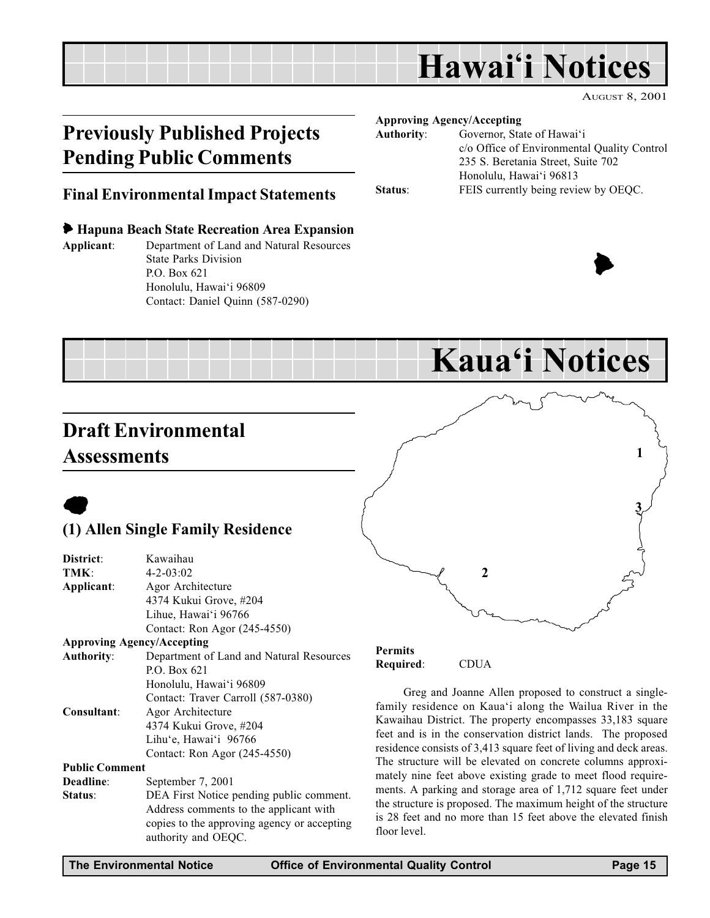# Hawai'i Notices

AUGUST 8, 2001

## Previously Published Projects Pending Public Comments

### Final Environmental Impact Statements

**Hapuna Beach State Recreation Area Expansion**

**Applicant**: Department of Land and Natural Resources
State Parks Division
P.O. Box 621
Honolulu, Hawai'i 96809
Contact: Daniel Quinn (587-0290)

**Approving Agency/Accepting Authority**: Governor, State of Hawai'i
c/o Office of Environmental Quality Control
235 S. Beretania Street, Suite 702
Honolulu, Hawai'i 96813

**Status**: FEIS currently being review by OEQC.

# Kaua'i Notices

## Draft Environmental Assessments

### (1) Allen Single Family Residence

**District**: Kawaihau
**TMK**: 4-2-03:02
**Applicant**: Agor Architecture
4374 Kukui Grove, #204
Lihue, Hawai'i 96766
Contact: Ron Agor (245-4550)

**Approving Agency/Accepting Authority**: Department of Land and Natural Resources
P.O. Box 621
Honolulu, Hawai'i 96809
Contact: Traver Carroll (587-0380)

**Consultant**: Agor Architecture
4374 Kukui Grove, #204
Lihu'e, Hawai'i 96766
Contact: Ron Agor (245-4550)

**Public Comment Deadline**: September 7, 2001
**Status**: DEA First Notice pending public comment. Address comments to the applicant with copies to the approving agency or accepting authority and OEQC.

**Permits Required**: CDUA

Greg and Joanne Allen proposed to construct a single-family residence on Kaua'i along the Wailua River in the Kawaihau District. The property encompasses 33,183 square feet and is in the conservation district lands. The proposed residence consists of 3,413 square feet of living and deck areas. The structure will be elevated on concrete columns approximately nine feet above existing grade to meet flood requirements. A parking and storage area of 1,712 square feet under the structure is proposed. The maximum height of the structure is 28 feet and no more than 15 feet above the elevated finish floor level.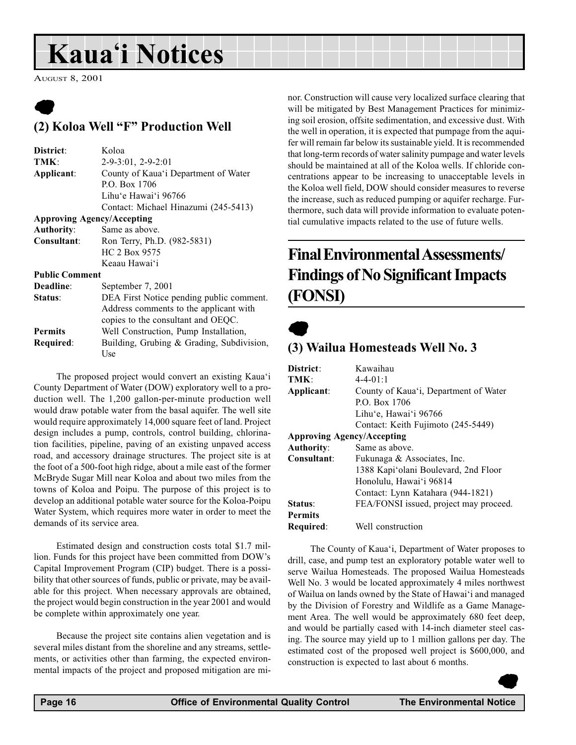# Kaua'i Notices

AUGUST 8, 2001

## (2) Koloa Well "F" Production Well

**District**: Koloa
**TMK**: 2-9-3:01, 2-9-2:01
**Applicant**: County of Kaua'i Department of Water
P.O. Box 1706
Lihu'e Hawai'i 96766
Contact: Michael Hinazumi (245-5413)
**Approving Agency/Accepting Authority**: Same as above.
**Consultant**: Ron Terry, Ph.D. (982-5831)
HC 2 Box 9575
Keaau Hawai'i
**Public Comment Deadline**: September 7, 2001
**Status**: DEA First Notice pending public comment. Address comments to the applicant with copies to the consultant and OEQC.
**Permits Required**: Well Construction, Pump Installation, Building, Grubing & Grading, Subdivision, Use

The proposed project would convert an existing Kaua'i County Department of Water (DOW) exploratory well to a production well. The 1,200 gallon-per-minute production well would draw potable water from the basal aquifer. The well site would require approximately 14,000 square feet of land. Project design includes a pump, controls, control building, chlorination facilities, pipeline, paving of an existing unpaved access road, and accessory drainage structures. The project site is at the foot of a 500-foot high ridge, about a mile east of the former McBryde Sugar Mill near Koloa and about two miles from the towns of Koloa and Poipu. The purpose of this project is to develop an additional potable water source for the Koloa-Poipu Water System, which requires more water in order to meet the demands of its service area.

Estimated design and construction costs total $1.7 million. Funds for this project have been committed from DOW's Capital Improvement Program (CIP) budget. There is a possibility that other sources of funds, public or private, may be available for this project. When necessary approvals are obtained, the project would begin construction in the year 2001 and would be complete within approximately one year.

Because the project site contains alien vegetation and is several miles distant from the shoreline and any streams, settlements, or activities other than farming, the expected environmental impacts of the project and proposed mitigation are minor. Construction will cause very localized surface clearing that will be mitigated by Best Management Practices for minimizing soil erosion, offsite sedimentation, and excessive dust. With the well in operation, it is expected that pumpage from the aquifer will remain far below its sustainable yield. It is recommended that long-term records of water salinity pumpage and water levels should be maintained at all of the Koloa wells. If chloride concentrations appear to be increasing to unacceptable levels in the Koloa well field, DOW should consider measures to reverse the increase, such as reduced pumping or aquifer recharge. Furthermore, such data will provide information to evaluate potential cumulative impacts related to the use of future wells.

# Final Environmental Assessments/ Findings of No Significant Impacts (FONSI)

## (3) Wailua Homesteads Well No. 3

**District**: Kawaihau
**TMK**: 4-4-01:1
**Applicant**: County of Kaua'i, Department of Water
P.O. Box 1706
Lihu'e, Hawai'i 96766
Contact: Keith Fujimoto (245-5449)
**Approving Agency/Accepting Authority**: Same as above.
**Consultant**: Fukunaga & Associates, Inc.
1388 Kapi'olani Boulevard, 2nd Floor
Honolulu, Hawai'i 96814
Contact: Lynn Katahara (944-1821)
**Status**: FEA/FONSI issued, project may proceed.
**Permits Required**: Well construction

The County of Kaua'i, Department of Water proposes to drill, case, and pump test an exploratory potable water well to serve Wailua Homesteads. The proposed Wailua Homesteads Well No. 3 would be located approximately 4 miles northwest of Wailua on lands owned by the State of Hawai'i and managed by the Division of Forestry and Wildlife as a Game Management Area. The well would be approximately 680 feet deep, and would be partially cased with 14-inch diameter steel casing. The source may yield up to 1 million gallons per day. The estimated cost of the proposed well project is $600,000, and construction is expected to last about 6 months.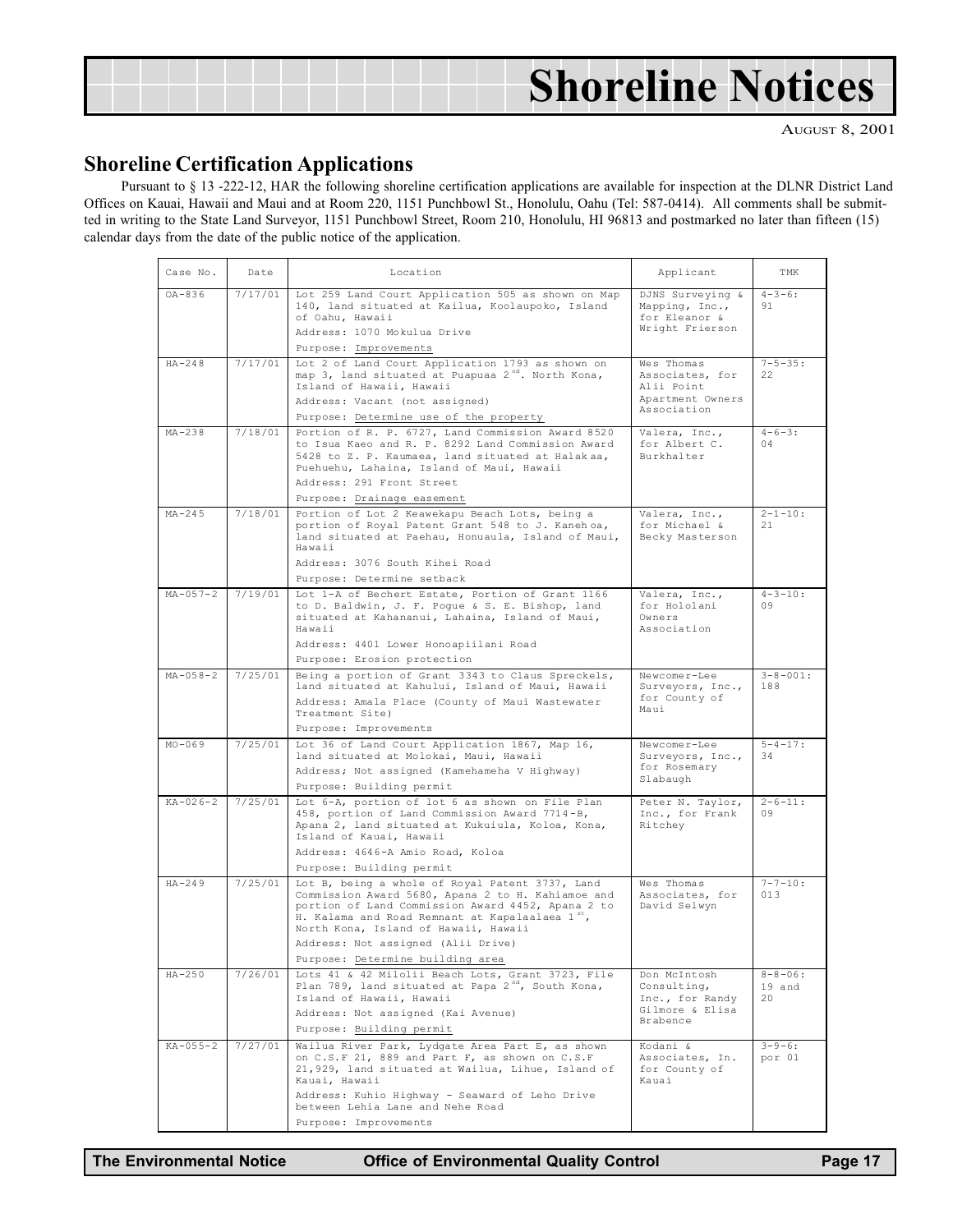# Shoreline Notices

AUGUST 8, 2001

## Shoreline Certification Applications

Pursuant to § 13 -222-12, HAR the following shoreline certification applications are available for inspection at the DLNR District Land Offices on Kauai, Hawaii and Maui and at Room 220, 1151 Punchbowl St., Honolulu, Oahu (Tel: 587-0414). All comments shall be submitted in writing to the State Land Surveyor, 1151 Punchbowl Street, Room 210, Honolulu, HI 96813 and postmarked no later than fifteen (15) calendar days from the date of the public notice of the application.

| Case No. | Date | Location | Applicant | TMK |
|---|---|---|---|---|
| OA-836 | 7/17/01 | Lot 259 Land Court Application 505 as shown on Map 140, land situated at Kailua, Koolaupoko, Island of Oahu, Hawaii<br>Address: 1070 Mokulua Drive<br>Purpose: Improvements | DJNS Surveying & Mapping, Inc., for Eleanor & Wright Frierson | 4-3-6: 91 |
| HA-248 | 7/17/01 | Lot 2 of Land Court Application 1793 as shown on map 3, land situated at Puapuaa 2nd. North Kona, Island of Hawaii, Hawaii<br>Address: Vacant (not assigned)<br>Purpose: Determine use of the property | Wes Thomas Associates, for Alii Point Apartment Owners Association | 7-5-35: 22 |
| MA-238 | 7/18/01 | Portion of R. P. 6727, Land Commission Award 8520 to Isua Kaeo and R. P. 8292 Land Commission Award 5428 to Z. P. Kaumaea, land situated at Halakaa, Puehuehu, Lahaina, Island of Maui, Hawaii<br>Address: 291 Front Street<br>Purpose: Drainage easement | Valera, Inc., for Albert C. Burkhalter | 4-6-3: 04 |
| MA-245 | 7/18/01 | Portion of Lot 2 Keawekapu Beach Lots, being a portion of Royal Patent Grant 548 to J. Kanehoa, land situated at Paehau, Honuaula, Island of Maui, Hawaii<br>Address: 3076 South Kihei Road<br>Purpose: Determine setback | Valera, Inc., for Michael & Becky Masterson | 2-1-10: 21 |
| MA-057-2 | 7/19/01 | Lot 1-A of Bechert Estate, Portion of Grant 1166 to D. Baldwin, J. F. Pogue & S. E. Bishop, land situated at Kahananui, Lahaina, Island of Maui, Hawaii<br>Address: 4401 Lower Honoapiilani Road<br>Purpose: Erosion protection | Valera, Inc., for Hololani Owners Association | 4-3-10: 09 |
| MA-058-2 | 7/25/01 | Being a portion of Grant 3343 to Claus Spreckels, land situated at Kahului, Island of Maui, Hawaii<br>Address: Amala Place (County of Maui Wastewater Treatment Site)<br>Purpose: Improvements | Newcomer-Lee Surveyors, Inc., for County of Maui | 3-8-001: 188 |
| MO-069 | 7/25/01 | Lot 36 of Land Court Application 1867, Map 16, land situated at Molokai, Maui, Hawaii<br>Address; Not assigned (Kamehameha V Highway)<br>Purpose: Building permit | Newcomer-Lee Surveyors, Inc., for Rosemary Slabaugh | 5-4-17: 34 |
| KA-026-2 | 7/25/01 | Lot 6-A, portion of lot 6 as shown on File Plan 458, portion of Land Commission Award 7714-B, Apana 2, land situated at Kukuiula, Koloa, Kona, Island of Kauai, Hawaii<br>Address: 4646-A Amio Road, Koloa<br>Purpose: Building permit | Peter N. Taylor, Inc., for Frank Ritchey | 2-6-11: 09 |
| HA-249 | 7/25/01 | Lot B, being a whole of Royal Patent 3737, Land Commission Award 5680, Apana 2 to H. Kahiamoe and portion of Land Commission Award 4452, Apana 2 to H. Kalama and Road Remnant at Kapalaalaea 1st, North Kona, Island of Hawaii, Hawaii<br>Address: Not assigned (Alii Drive)<br>Purpose: Determine building area | Wes Thomas Associates, for David Selwyn | 7-7-10: 013 |
| HA-250 | 7/26/01 | Lots 41 & 42 Milolii Beach Lots, Grant 3723, File Plan 789, land situated at Papa 2nd, South Kona, Island of Hawaii, Hawaii<br>Address: Not assigned (Kai Avenue)<br>Purpose: Building permit | Don McIntosh Consulting, Inc., for Randy Gilmore & Elisa Brabence | 8-8-06: 19 and 20 |
| KA-055-2 | 7/27/01 | Wailua River Park, Lydgate Area Part E, as shown on C.S.F 21, 889 and Part F, as shown on C.S.F 21,929, land situated at Wailua, Lihue, Island of Kauai, Hawaii<br>Address: Kuhio Highway - Seaward of Leho Drive between Lehia Lane and Nehe Road<br>Purpose: Improvements | Kodani & Associates, In. for County of Kauai | 3-9-6: por 01 |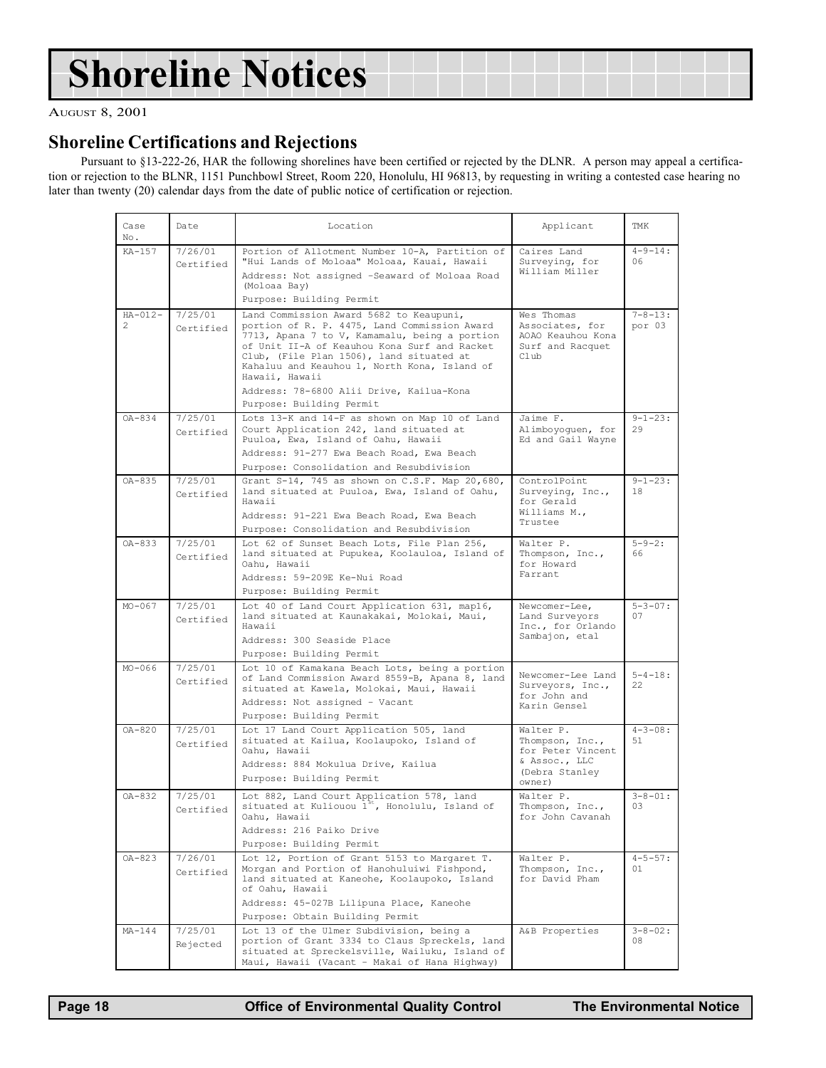# Shoreline Notices

AUGUST 8, 2001

## Shoreline Certifications and Rejections

Pursuant to §13-222-26, HAR the following shorelines have been certified or rejected by the DLNR. A person may appeal a certification or rejection to the BLNR, 1151 Punchbowl Street, Room 220, Honolulu, HI 96813, by requesting in writing a contested case hearing no later than twenty (20) calendar days from the date of public notice of certification or rejection.

| Case No. | Date | Location | Applicant | TMK |
|---|---|---|---|---|
| KA-157 | 7/26/01 Certified | Portion of Allotment Number 10-A, Partition of "Hui Lands of Moloaa" Moloaa, Kauai, Hawaii<br>Address: Not assigned -Seaward of Moloaa Road (Moloaa Bay)<br>Purpose: Building Permit | Caires Land Surveying, for William Miller | 4-9-14: 06 |
| HA-012-2 | 7/25/01 Certified | Land Commission Award 5682 to Keaupuni, portion of R. P. 4475, Land Commission Award 7713, Apana 7 to V, Kamamalu, being a portion of Unit II-A of Keauhou Kona Surf and Racket Club, (File Plan 1506), land situated at Kahaluu and Keauhou 1, North Kona, Island of Hawaii, Hawaii<br>Address: 78-6800 Alii Drive, Kailua-Kona<br>Purpose: Building Permit | Wes Thomas Associates, for AOAO Keauhou Kona Surf and Racquet Club | 7-8-13: por 03 |
| OA-834 | 7/25/01 Certified | Lots 13-K and 14-F as shown on Map 10 of Land Court Application 242, land situated at Puuloa, Ewa, Island of Oahu, Hawaii<br>Address: 91-277 Ewa Beach Road, Ewa Beach<br>Purpose: Consolidation and Resubdivision | Jaime F. Alimboyoguen, for Ed and Gail Wayne | 9-1-23: 29 |
| OA-835 | 7/25/01 Certified | Grant S-14, 745 as shown on C.S.F. Map 20,680, land situated at Puuloa, Ewa, Island of Oahu, Hawaii<br>Address: 91-221 Ewa Beach Road, Ewa Beach<br>Purpose: Consolidation and Resubdivision | ControlPoint Surveying, Inc., for Gerald Williams M., Trustee | 9-1-23: 18 |
| OA-833 | 7/25/01 Certified | Lot 62 of Sunset Beach Lots, File Plan 256, land situated at Pupukea, Koolauloa, Island of Oahu, Hawaii<br>Address: 59-209E Ke-Nui Road<br>Purpose: Building Permit | Walter P. Thompson, Inc., for Howard Farrant | 5-9-2: 66 |
| MO-067 | 7/25/01 Certified | Lot 40 of Land Court Application 631, map16, land situated at Kaunakakai, Molokai, Maui, Hawaii<br>Address: 300 Seaside Place<br>Purpose: Building Permit | Newcomer-Lee, Land Surveyors Inc., for Orlando Sambajon, etal | 5-3-07: 07 |
| MO-066 | 7/25/01 Certified | Lot 10 of Kamakana Beach Lots, being a portion of Land Commission Award 8559-B, Apana 8, land situated at Kawela, Molokai, Maui, Hawaii<br>Address: Not assigned - Vacant<br>Purpose: Building Permit | Newcomer-Lee Land Surveyors, Inc., for John and Karin Gensel | 5-4-18: 22 |
| OA-820 | 7/25/01 Certified | Lot 17 Land Court Application 505, land situated at Kailua, Koolaupoko, Island of Oahu, Hawaii<br>Address: 884 Mokulua Drive, Kailua<br>Purpose: Building Permit | Walter P. Thompson, Inc., for Peter Vincent & Assoc., LLC (Debra Stanley owner) | 4-3-08: 51 |
| OA-832 | 7/25/01 Certified | Lot 882, Land Court Application 578, land situated at Kuliouou 1st, Honolulu, Island of Oahu, Hawaii<br>Address: 216 Paiko Drive<br>Purpose: Building Permit | Walter P. Thompson, Inc., for John Cavanah | 3-8-01: 03 |
| OA-823 | 7/26/01 Certified | Lot 12, Portion of Grant 5153 to Margaret T. Morgan and Portion of Hanohuluiwi Fishpond, land situated at Kaneohe, Koolaupoko, Island of Oahu, Hawaii<br>Address: 45-027B Lilipuna Place, Kaneohe<br>Purpose: Obtain Building Permit | Walter P. Thompson, Inc., for David Pham | 4-5-57: 01 |
| MA-144 | 7/25/01 Rejected | Lot 13 of the Ulmer Subdivision, being a portion of Grant 3334 to Claus Spreckels, land situated at Spreckelsville, Wailuku, Island of Maui, Hawaii (Vacant - Makai of Hana Highway) | A&B Properties | 3-8-02: 08 |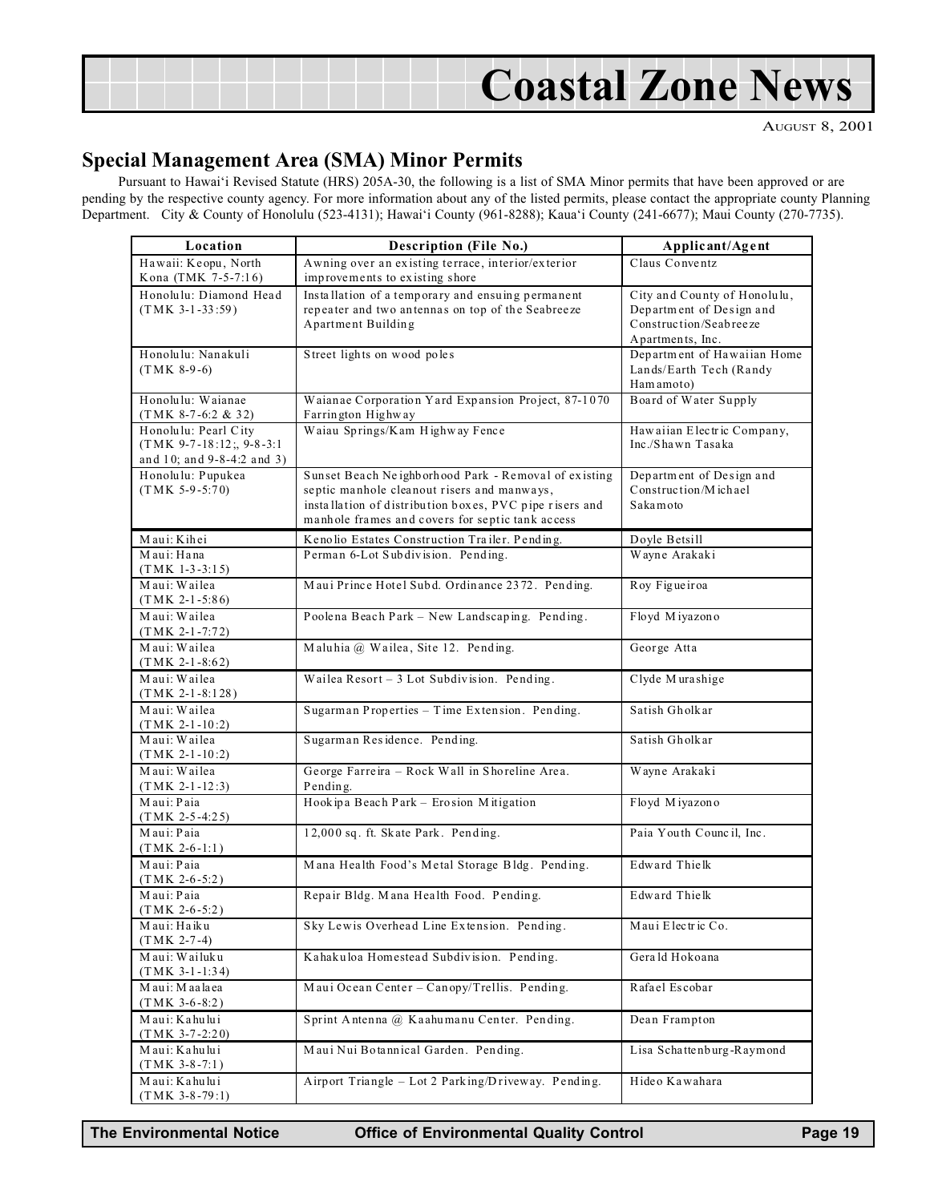# Coastal Zone News

AUGUST 8, 2001

## Special Management Area (SMA) Minor Permits

Pursuant to Hawai'i Revised Statute (HRS) 205A-30, the following is a list of SMA Minor permits that have been approved or are pending by the respective county agency. For more information about any of the listed permits, please contact the appropriate county Planning Department. City & County of Honolulu (523-4131); Hawai'i County (961-8288); Kaua'i County (241-6677); Maui County (270-7735).

| Location | Description (File No.) | Applicant/Agent |
|---|---|---|
| Hawaii: Keopu, North Kona (TMK 7-5-7:16) | Awning over an existing terrace, interior/exterior improvements to existing shore | Claus Conventz |
| Honolulu: Diamond Head (TMK 3-1-33:59) | Installation of a temporary and ensuing permanent repeater and two antennas on top of the Seabreeze Apartment Building | City and County of Honolulu, Department of Design and Construction/Seabreeze Apartments, Inc. |
| Honolulu: Nanakuli (TMK 8-9-6) | Street lights on wood poles | Department of Hawaiian Home Lands/Earth Tech (Randy Hamamoto) |
| Honolulu: Waianae (TMK 8-7-6:2 & 32) | Waianae Corporation Yard Expansion Project, 87-1070 Farrington Highway | Board of Water Supply |
| Honolulu: Pearl City (TMK 9-7-18:12;, 9-8-3:1 and 10; and 9-8-4:2 and 3) | Waiau Springs/Kam Highway Fence | Hawaiian Electric Company, Inc./Shawn Tasaka |
| Honolulu: Pupukea (TMK 5-9-5:70) | Sunset Beach Neighborhood Park - Removal of existing septic manhole cleanout risers and manways, installation of distribution boxes, PVC pipe risers and manhole frames and covers for septic tank access | Department of Design and Construction/Michael Sakamoto |
| Maui: Kihei | Kenolio Estates Construction Trailer. Pending. | Doyle Betsill |
| Maui: Hana (TMK 1-3-3:15) | Perman 6-Lot Subdivision. Pending. | Wayne Arakaki |
| Maui: Wailea (TMK 2-1-5:86) | Maui Prince Hotel Subd. Ordinance 2372. Pending. | Roy Figueiroa |
| Maui: Wailea (TMK 2-1-7:72) | Poolena Beach Park – New Landscaping. Pending. | Floyd Miyazono |
| Maui: Wailea (TMK 2-1-8:62) | Maluhia @ Wailea, Site 12. Pending. | George Atta |
| Maui: Wailea (TMK 2-1-8:128) | Wailea Resort – 3 Lot Subdivision. Pending. | Clyde Murashige |
| Maui: Wailea (TMK 2-1-10:2) | Sugarman Properties – Time Extension. Pending. | Satish Gholkar |
| Maui: Wailea (TMK 2-1-10:2) | Sugarman Residence. Pending. | Satish Gholkar |
| Maui: Wailea (TMK 2-1-12:3) | George Farreira – Rock Wall in Shoreline Area. Pending. | Wayne Arakaki |
| Maui: Paia (TMK 2-5-4:25) | Hookipa Beach Park – Erosion Mitigation | Floyd Miyazono |
| Maui: Paia (TMK 2-6-1:1) | 12,000 sq. ft. Skate Park. Pending. | Paia Youth Council, Inc. |
| Maui: Paia (TMK 2-6-5:2) | Mana Health Food's Metal Storage Bldg. Pending. | Edward Thielk |
| Maui: Paia (TMK 2-6-5:2) | Repair Bldg. Mana Health Food. Pending. | Edward Thielk |
| Maui: Haiku (TMK 2-7-4) | Sky Lewis Overhead Line Extension. Pending. | Maui Electric Co. |
| Maui: Wailuku (TMK 3-1-1:34) | Kahakuloa Homestead Subdivision. Pending. | Gerald Hokoana |
| Maui: Maalaea (TMK 3-6-8:2) | Maui Ocean Center – Canopy/Trellis. Pending. | Rafael Escobar |
| Maui: Kahului (TMK 3-7-2:20) | Sprint Antenna @ Kaahumanu Center. Pending. | Dean Frampton |
| Maui: Kahului (TMK 3-8-7:1) | Maui Nui Botannical Garden. Pending. | Lisa Schattenburg-Raymond |
| Maui: Kahului (TMK 3-8-79:1) | Airport Triangle – Lot 2 Parking/Driveway. Pending. | Hideo Kawahara |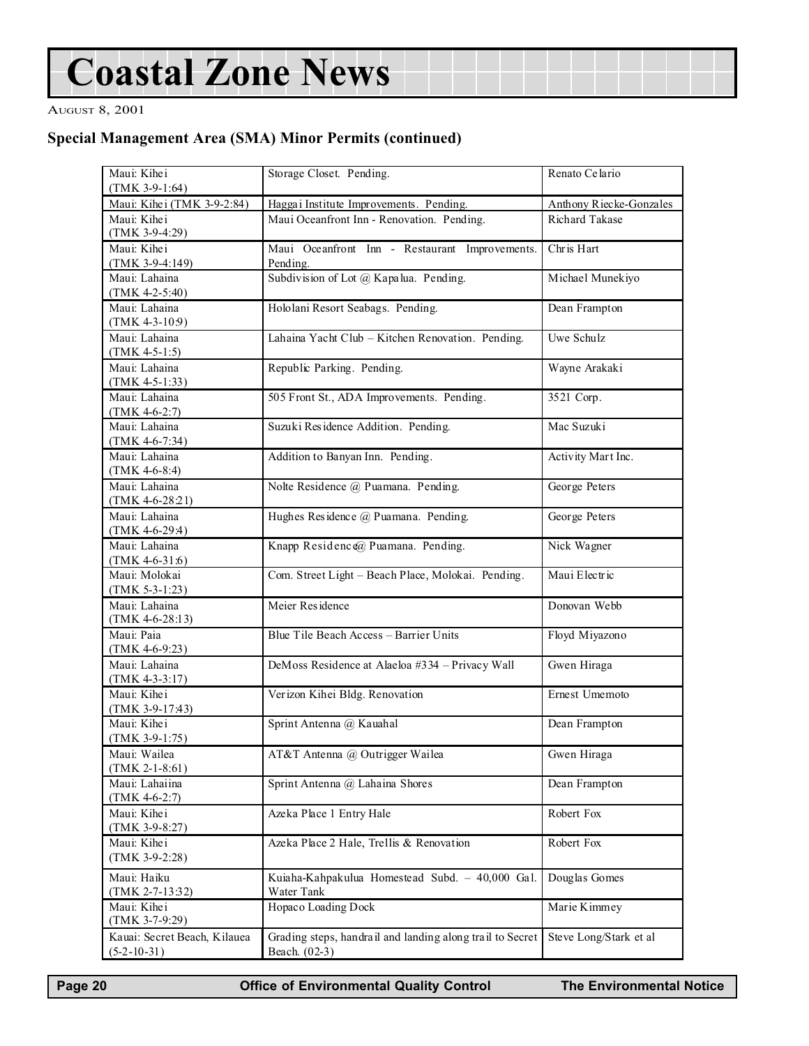# Coastal Zone News

## Special Management Area (SMA) Minor Permits (continued)

| Location (TMK) | Description | Applicant |
|---|---|---|
| Maui: Kihei (TMK 3-9-1:64) | Storage Closet. Pending. | Renato Celario |
| Maui: Kihei (TMK 3-9-2:84) | Haggai Institute Improvements. Pending. | Anthony Riecke-Gonzales |
| Maui: Kihei (TMK 3-9-4:29) | Maui Oceanfront Inn - Renovation. Pending. | Richard Takase |
| Maui: Kihei (TMK 3-9-4:149) | Maui Oceanfront Inn - Restaurant Improvements. Pending. | Chris Hart |
| Maui: Lahaina (TMK 4-2-5:40) | Subdivision of Lot @ Kapalua. Pending. | Michael Munekiyo |
| Maui: Lahaina (TMK 4-3-10:9) | Hololani Resort Seabags. Pending. | Dean Frampton |
| Maui: Lahaina (TMK 4-5-1:5) | Lahaina Yacht Club – Kitchen Renovation. Pending. | Uwe Schulz |
| Maui: Lahaina (TMK 4-5-1:33) | Republic Parking. Pending. | Wayne Arakaki |
| Maui: Lahaina (TMK 4-6-2:7) | 505 Front St., ADA Improvements. Pending. | 3521 Corp. |
| Maui: Lahaina (TMK 4-6-7:34) | Suzuki Residence Addition. Pending. | Mac Suzuki |
| Maui: Lahaina (TMK 4-6-8:4) | Addition to Banyan Inn. Pending. | Activity Mart Inc. |
| Maui: Lahaina (TMK 4-6-28:21) | Nolte Residence @ Puamana. Pending. | George Peters |
| Maui: Lahaina (TMK 4-6-29:4) | Hughes Residence @ Puamana. Pending. | George Peters |
| Maui: Lahaina (TMK 4-6-31:6) | Knapp Residence@ Puamana. Pending. | Nick Wagner |
| Maui: Molokai (TMK 5-3-1:23) | Com. Street Light – Beach Place, Molokai. Pending. | Maui Electric |
| Maui: Lahaina (TMK 4-6-28:13) | Meier Residence | Donovan Webb |
| Maui: Paia (TMK 4-6-9:23) | Blue Tile Beach Access – Barrier Units | Floyd Miyazono |
| Maui: Lahaina (TMK 4-3-3:17) | DeMoss Residence at Alaeloa #334 – Privacy Wall | Gwen Hiraga |
| Maui: Kihei (TMK 3-9-17:43) | Verizon Kihei Bldg. Renovation | Ernest Umemoto |
| Maui: Kihei (TMK 3-9-1:75) | Sprint Antenna @ Kauahal | Dean Frampton |
| Maui: Wailea (TMK 2-1-8:61) | AT&T Antenna @ Outrigger Wailea | Gwen Hiraga |
| Maui: Lahaiina (TMK 4-6-2:7) | Sprint Antenna @ Lahaina Shores | Dean Frampton |
| Maui: Kihei (TMK 3-9-8:27) | Azeka Place 1 Entry Hale | Robert Fox |
| Maui: Kihei (TMK 3-9-2:28) | Azeka Place 2 Hale, Trellis & Renovation | Robert Fox |
| Maui: Haiku (TMK 2-7-13:32) | Kuiaha-Kahpakulua Homestead Subd. – 40,000 Gal. Water Tank | Douglas Gomes |
| Maui: Kihei (TMK 3-7-9:29) | Hopaco Loading Dock | Marie Kimmey |
| Kauai: Secret Beach, Kilauea (5-2-10-31) | Grading steps, handrail and landing along trail to Secret Beach. (02-3) | Steve Long/Stark et al |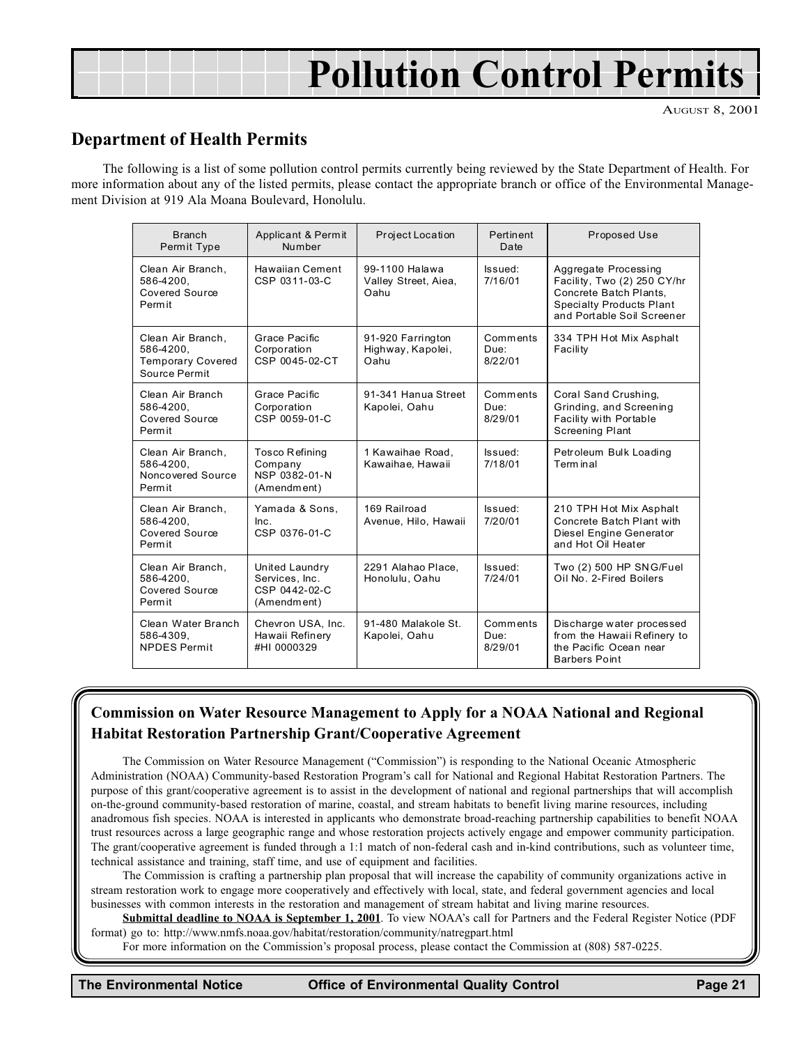# Pollution Control Permits

AUGUST 8, 2001

## Department of Health Permits

The following is a list of some pollution control permits currently being reviewed by the State Department of Health. For more information about any of the listed permits, please contact the appropriate branch or office of the Environmental Management Division at 919 Ala Moana Boulevard, Honolulu.

| Branch Permit Type | Applicant & Permit Number | Project Location | Pertinent Date | Proposed Use |
|---|---|---|---|---|
| Clean Air Branch, 586-4200, Covered Source Permit | Hawaiian Cement CSP 0311-03-C | 99-1100 Halawa Valley Street, Aiea, Oahu | Issued: 7/16/01 | Aggregate Processing Facility, Two (2) 250 CY/hr Concrete Batch Plants, Specialty Products Plant and Portable Soil Screener |
| Clean Air Branch, 586-4200, Temporary Covered Source Permit | Grace Pacific Corporation CSP 0045-02-CT | 91-920 Farrington Highway, Kapolei, Oahu | Comments Due: 8/22/01 | 334 TPH Hot Mix Asphalt Facility |
| Clean Air Branch 586-4200, Covered Source Permit | Grace Pacific Corporation CSP 0059-01-C | 91-341 Hanua Street Kapolei, Oahu | Comments Due: 8/29/01 | Coral Sand Crushing, Grinding, and Screening Facility with Portable Screening Plant |
| Clean Air Branch, 586-4200, Noncovered Source Permit | Tosco Refining Company NSP 0382-01-N (Amendment) | 1 Kawaihae Road, Kawaihae, Hawaii | Issued: 7/18/01 | Petroleum Bulk Loading Terminal |
| Clean Air Branch, 586-4200, Covered Source Permit | Yamada & Sons, Inc. CSP 0376-01-C | 169 Railroad Avenue, Hilo, Hawaii | Issued: 7/20/01 | 210 TPH Hot Mix Asphalt Concrete Batch Plant with Diesel Engine Generator and Hot Oil Heater |
| Clean Air Branch, 586-4200, Covered Source Permit | United Laundry Services, Inc. CSP 0442-02-C (Amendment) | 2291 Alahao Place, Honolulu, Oahu | Issued: 7/24/01 | Two (2) 500 HP SNG/Fuel Oil No. 2-Fired Boilers |
| Clean Water Branch 586-4309, NPDES Permit | Chevron USA, Inc. Hawaii Refinery #HI 0000329 | 91-480 Malakole St. Kapolei, Oahu | Comments Due: 8/29/01 | Discharge water processed from the Hawaii Refinery to the Pacific Ocean near Barbers Point |

## Commission on Water Resource Management to Apply for a NOAA National and Regional Habitat Restoration Partnership Grant/Cooperative Agreement

The Commission on Water Resource Management ("Commission") is responding to the National Oceanic Atmospheric Administration (NOAA) Community-based Restoration Program's call for National and Regional Habitat Restoration Partners. The purpose of this grant/cooperative agreement is to assist in the development of national and regional partnerships that will accomplish on-the-ground community-based restoration of marine, coastal, and stream habitats to benefit living marine resources, including anadromous fish species. NOAA is interested in applicants who demonstrate broad-reaching partnership capabilities to benefit NOAA trust resources across a large geographic range and whose restoration projects actively engage and empower community participation. The grant/cooperative agreement is funded through a 1:1 match of non-federal cash and in-kind contributions, such as volunteer time, technical assistance and training, staff time, and use of equipment and facilities.

The Commission is crafting a partnership plan proposal that will increase the capability of community organizations active in stream restoration work to engage more cooperatively and effectively with local, state, and federal government agencies and local businesses with common interests in the restoration and management of stream habitat and living marine resources.

**Submittal deadline to NOAA is September 1, 2001**. To view NOAA's call for Partners and the Federal Register Notice (PDF format) go to: http://www.nmfs.noaa.gov/habitat/restoration/community/natregpart.html

For more information on the Commission's proposal process, please contact the Commission at (808) 587-0225.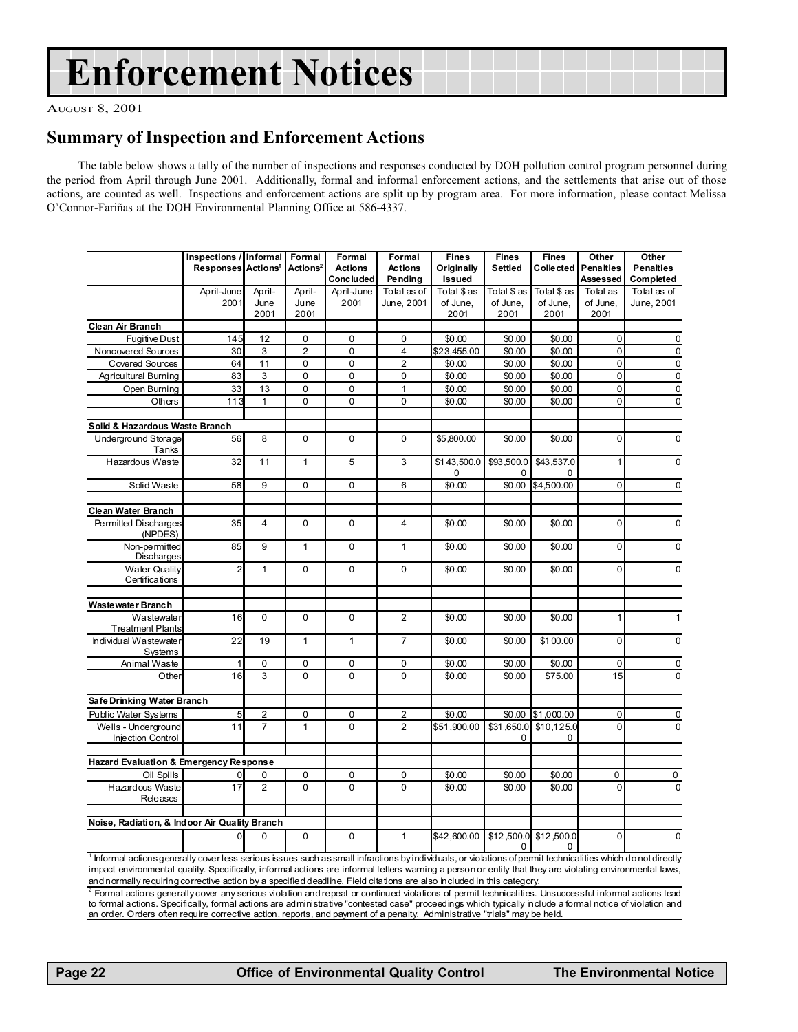# Enforcement Notices

AUGUST 8, 2001

## Summary of Inspection and Enforcement Actions

The table below shows a tally of the number of inspections and responses conducted by DOH pollution control program personnel during the period from April through June 2001. Additionally, formal and informal enforcement actions, and the settlements that arise out of those actions, are counted as well. Inspections and enforcement actions are split up by program area. For more information, please contact Melissa O'Connor-Fariñas at the DOH Environmental Planning Office at 586-4337.

| | Inspections / Responses | Informal Actions[1] | Formal Actions[2] | Formal Actions Concluded | Formal Actions Pending | Fines Originally Issued | Fines Settled | Fines Collected | Other Penalties Assessed | Other Penalties Completed |
|---|---|---|---|---|---|---|---|---|---|---|
| | April-June 2001 | April-June 2001 | April-June 2001 | April-June 2001 | Total as of June, 2001 | Total $ as of June, 2001 | Total $ as of June, 2001 | Total $ as of June, 2001 | Total as of June, 2001 | Total as of June, 2001 |
| **Clean Air Branch** | | | | | | | | | | |
| Fugitive Dust | 145 | 12 | 0 | 0 | 0 | $0.00 | $0.00 | $0.00 | 0 | 0 |
| Noncovered Sources | 30 | 3 | 2 | 0 | 4 | $23,455.00 | $0.00 | $0.00 | 0 | 0 |
| Covered Sources | 64 | 11 | 0 | 0 | 2 | $0.00 | $0.00 | $0.00 | 0 | 0 |
| Agricultural Burning | 83 | 3 | 0 | 0 | 0 | $0.00 | $0.00 | $0.00 | 0 | 0 |
| Open Burning | 33 | 13 | 0 | 0 | 1 | $0.00 | $0.00 | $0.00 | 0 | 0 |
| Others | 113 | 1 | 0 | 0 | 0 | $0.00 | $0.00 | $0.00 | 0 | 0 |
| **Solid & Hazardous Waste Branch** | | | | | | | | | | |
| Underground Storage Tanks | 56 | 8 | 0 | 0 | 0 | $5,800.00 | $0.00 | $0.00 | 0 | 0 |
| Hazardous Waste | 32 | 11 | 1 | 5 | 3 | $143,500.00 | $93,500.00 | $43,537.00 | 1 | 0 |
| Solid Waste | 58 | 9 | 0 | 0 | 6 | $0.00 | $0.00 | $4,500.00 | 0 | 0 |
| **Clean Water Branch** | | | | | | | | | | |
| Permitted Discharges (NPDES) | 35 | 4 | 0 | 0 | 4 | $0.00 | $0.00 | $0.00 | 0 | 0 |
| Non-permitted Discharges | 85 | 9 | 1 | 0 | 1 | $0.00 | $0.00 | $0.00 | 0 | 0 |
| Water Quality Certifications | 2 | 1 | 0 | 0 | 0 | $0.00 | $0.00 | $0.00 | 0 | 0 |
| **Wastewater Branch** | | | | | | | | | | |
| Wastewater Treatment Plants | 16 | 0 | 0 | 0 | 2 | $0.00 | $0.00 | $0.00 | 1 | 1 |
| Individual Wastewater Systems | 22 | 19 | 1 | 1 | 7 | $0.00 | $0.00 | $100.00 | 0 | 0 |
| Animal Waste | 1 | 0 | 0 | 0 | 0 | $0.00 | $0.00 | $0.00 | 0 | 0 |
| Other | 16 | 3 | 0 | 0 | 0 | $0.00 | $0.00 | $75.00 | 15 | 0 |
| **Safe Drinking Water Branch** | | | | | | | | | | |
| Public Water Systems | 5 | 2 | 0 | 0 | 2 | $0.00 | $0.00 | $1,000.00 | 0 | 0 |
| Wells - Underground Injection Control | 11 | 7 | 1 | 0 | 2 | $51,900.00 | $31,650.00 | $10,125.00 | 0 | 0 |
| **Hazard Evaluation & Emergency Response** | | | | | | | | | | |
| Oil Spills | 0 | 0 | 0 | 0 | 0 | $0.00 | $0.00 | $0.00 | 0 | 0 |
| Hazardous Waste Releases | 17 | 2 | 0 | 0 | 0 | $0.00 | $0.00 | $0.00 | 0 | 0 |
| **Noise, Radiation, & Indoor Air Quality Branch** | | | | | | | | | | |
| | 0 | 0 | 0 | 0 | 1 | $42,600.00 | $12,500.00 | $12,500.00 | 0 | 0 |

[1] Informal actions generally cover less serious issues such as small infractions by individuals, or violations of permit technicalities which do not directly impact environmental quality. Specifically, informal actions are informal letters warning a person or entity that they are violating environmental laws, and normally requiring corrective action by a specified deadline. Field citations are also included in this category.

[2] Formal actions generally cover any serious violation and repeat or continued violations of permit technicalities. Unsuccessful informal actions lead to formal actions. Specifically, formal actions are administrative "contested case" proceedings which typically include a formal notice of violation and an order. Orders often require corrective action, reports, and payment of a penalty. Administrative "trials" may be held.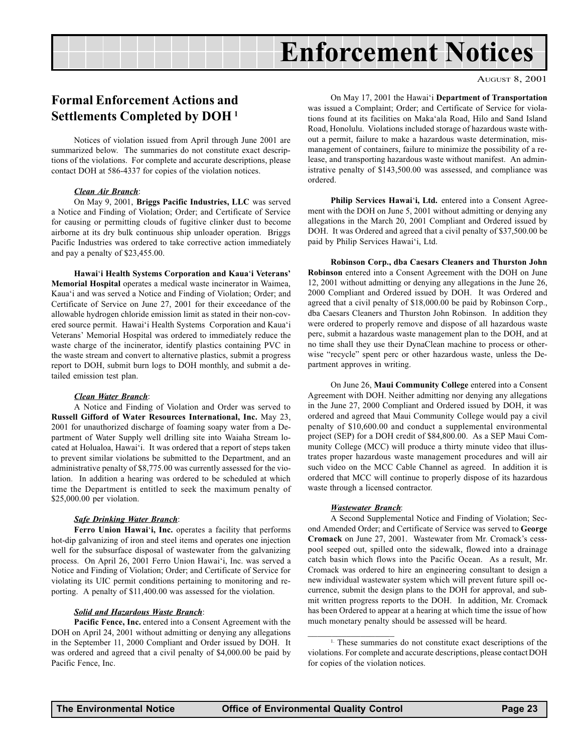# Enforcement Notices

AUGUST 8, 2001

## Formal Enforcement Actions and Settlements Completed by DOH [1]

Notices of violation issued from April through June 2001 are summarized below. The summaries do not constitute exact descriptions of the violations. For complete and accurate descriptions, please contact DOH at 586-4337 for copies of the violation notices.

***Clean Air Branch***:

On May 9, 2001, **Briggs Pacific Industries, LLC** was served a Notice and Finding of Violation; Order; and Certificate of Service for causing or permitting clouds of fugitive clinker dust to become airborne at its dry bulk continuous ship unloader operation. Briggs Pacific Industries was ordered to take corrective action immediately and pay a penalty of $23,455.00.

**Hawai'i Health Systems Corporation and Kaua'i Veterans' Memorial Hospital** operates a medical waste incinerator in Waimea, Kaua'i and was served a Notice and Finding of Violation; Order; and Certificate of Service on June 27, 2001 for their exceedance of the allowable hydrogen chloride emission limit as stated in their non-covered source permit. Hawai'i Health Systems Corporation and Kaua'i Veterans' Memorial Hospital was ordered to immediately reduce the waste charge of the incinerator, identify plastics containing PVC in the waste stream and convert to alternative plastics, submit a progress report to DOH, submit burn logs to DOH monthly, and submit a detailed emission test plan.

***Clean Water Branch***:

A Notice and Finding of Violation and Order was served to **Russell Gifford of Water Resources International, Inc.** May 23, 2001 for unauthorized discharge of foaming soapy water from a Department of Water Supply well drilling site into Waiaha Stream located at Holualoa, Hawai'i. It was ordered that a report of steps taken to prevent similar violations be submitted to the Department, and an administrative penalty of $8,775.00 was currently assessed for the violation. In addition a hearing was ordered to be scheduled at which time the Department is entitled to seek the maximum penalty of $25,000.00 per violation.

***Safe Drinking Water Branch***:

**Ferro Union Hawai'i, Inc.** operates a facility that performs hot-dip galvanizing of iron and steel items and operates one injection well for the subsurface disposal of wastewater from the galvanizing process. On April 26, 2001 Ferro Union Hawai'i, Inc. was served a Notice and Finding of Violation; Order; and Certificate of Service for violating its UIC permit conditions pertaining to monitoring and reporting. A penalty of $11,400.00 was assessed for the violation.

***Solid and Hazardous Waste Branch***:

**Pacific Fence, Inc.** entered into a Consent Agreement with the DOH on April 24, 2001 without admitting or denying any allegations in the September 11, 2000 Compliant and Order issued by DOH. It was ordered and agreed that a civil penalty of $4,000.00 be paid by Pacific Fence, Inc.

On May 17, 2001 the Hawai'i **Department of Transportation** was issued a Complaint; Order; and Certificate of Service for violations found at its facilities on Maka'ala Road, Hilo and Sand Island Road, Honolulu. Violations included storage of hazardous waste without a permit, failure to make a hazardous waste determination, mismanagement of containers, failure to minimize the possibility of a release, and transporting hazardous waste without manifest. An administrative penalty of $143,500.00 was assessed, and compliance was ordered.

**Philip Services Hawai'i, Ltd.** entered into a Consent Agreement with the DOH on June 5, 2001 without admitting or denying any allegations in the March 20, 2001 Compliant and Ordered issued by DOH. It was Ordered and agreed that a civil penalty of $37,500.00 be paid by Philip Services Hawai'i, Ltd.

**Robinson Corp., dba Caesars Cleaners and Thurston John Robinson** entered into a Consent Agreement with the DOH on June 12, 2001 without admitting or denying any allegations in the June 26, 2000 Compliant and Ordered issued by DOH. It was Ordered and agreed that a civil penalty of $18,000.00 be paid by Robinson Corp., dba Caesars Cleaners and Thurston John Robinson. In addition they were ordered to properly remove and dispose of all hazardous waste perc, submit a hazardous waste management plan to the DOH, and at no time shall they use their DynaClean machine to process or otherwise "recycle" spent perc or other hazardous waste, unless the Department approves in writing.

On June 26, **Maui Community College** entered into a Consent Agreement with DOH. Neither admitting nor denying any allegations in the June 27, 2000 Compliant and Ordered issued by DOH, it was ordered and agreed that Maui Community College would pay a civil penalty of $10,600.00 and conduct a supplemental environmental project (SEP) for a DOH credit of $84,800.00. As a SEP Maui Community College (MCC) will produce a thirty minute video that illustrates proper hazardous waste management procedures and will air such video on the MCC Cable Channel as agreed. In addition it is ordered that MCC will continue to properly dispose of its hazardous waste through a licensed contractor.

***Wastewater Branch***:

A Second Supplemental Notice and Finding of Violation; Second Amended Order; and Certificate of Service was served to **George Cromack** on June 27, 2001. Wastewater from Mr. Cromack's cesspool seeped out, spilled onto the sidewalk, flowed into a drainage catch basin which flows into the Pacific Ocean. As a result, Mr. Cromack was ordered to hire an engineering consultant to design a new individual wastewater system which will prevent future spill occurrence, submit the design plans to the DOH for approval, and submit written progress reports to the DOH. In addition, Mr. Cromack has been Ordered to appear at a hearing at which time the issue of how much monetary penalty should be assessed will be heard.

---

[1] These summaries do not constitute exact descriptions of the violations. For complete and accurate descriptions, please contact DOH for copies of the violation notices.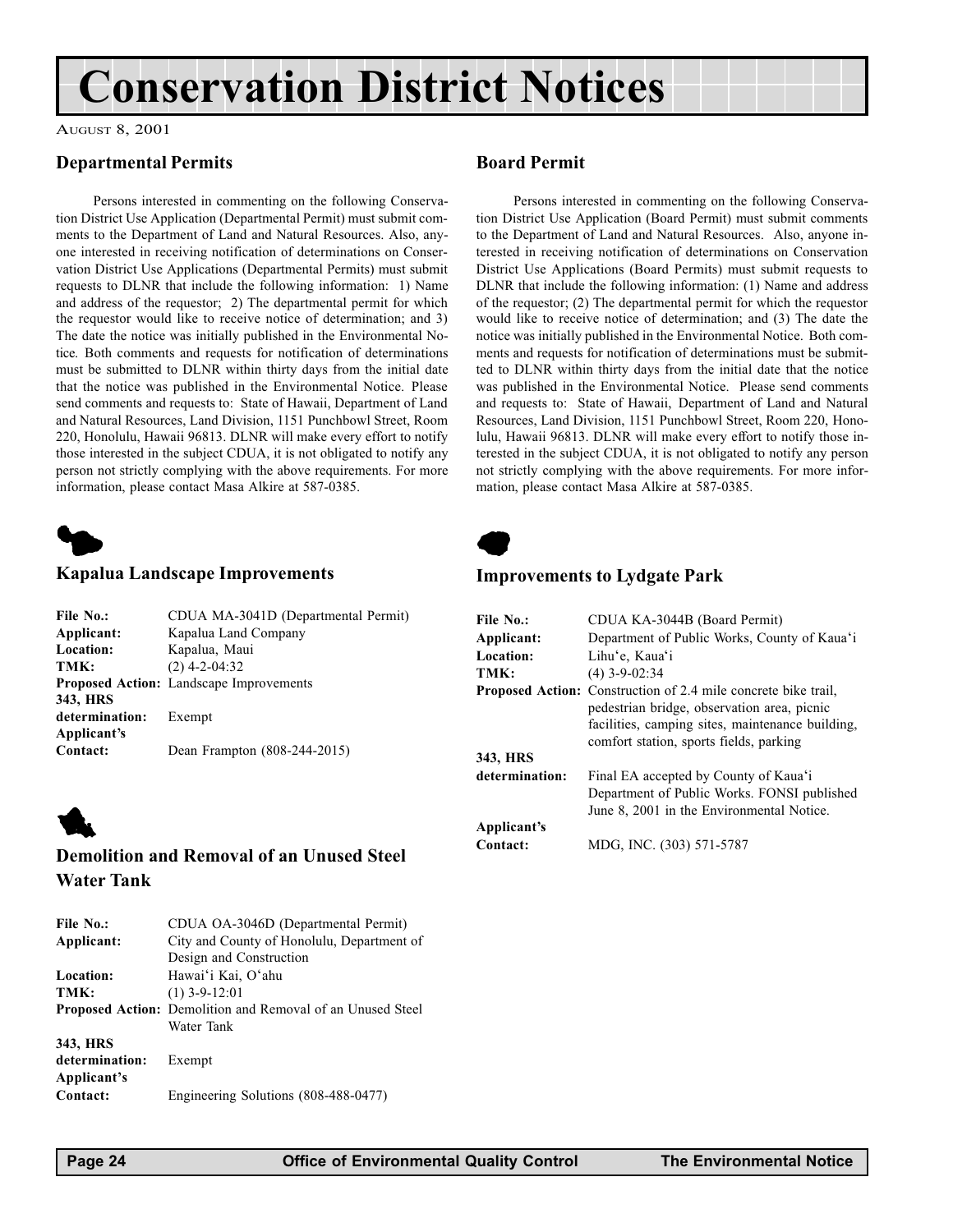# Conservation District Notices

August 8, 2001

## Departmental Permits

Persons interested in commenting on the following Conservation District Use Application (Departmental Permit) must submit comments to the Department of Land and Natural Resources. Also, anyone interested in receiving notification of determinations on Conservation District Use Applications (Departmental Permits) must submit requests to DLNR that include the following information: 1) Name and address of the requestor; 2) The departmental permit for which the requestor would like to receive notice of determination; and 3) The date the notice was initially published in the Environmental Notice. Both comments and requests for notification of determinations must be submitted to DLNR within thirty days from the initial date that the notice was published in the Environmental Notice. Please send comments and requests to: State of Hawaii, Department of Land and Natural Resources, Land Division, 1151 Punchbowl Street, Room 220, Honolulu, Hawaii 96813. DLNR will make every effort to notify those interested in the subject CDUA, it is not obligated to notify any person not strictly complying with the above requirements. For more information, please contact Masa Alkire at 587-0385.

### Kapalua Landscape Improvements

| | |
|---|---|
| **File No.:** | CDUA MA-3041D (Departmental Permit) |
| **Applicant:** | Kapalua Land Company |
| **Location:** | Kapalua, Maui |
| **TMK:** | (2) 4-2-04:32 |
| **Proposed Action:** | Landscape Improvements |
| **343, HRS determination:** | Exempt |
| **Applicant's Contact:** | Dean Frampton (808-244-2015) |

### Demolition and Removal of an Unused Steel Water Tank

| | |
|---|---|
| **File No.:** | CDUA OA-3046D (Departmental Permit) |
| **Applicant:** | City and County of Honolulu, Department of Design and Construction |
| **Location:** | Hawai'i Kai, O'ahu |
| **TMK:** | (1) 3-9-12:01 |
| **Proposed Action:** | Demolition and Removal of an Unused Steel Water Tank |
| **343, HRS determination:** | Exempt |
| **Applicant's Contact:** | Engineering Solutions (808-488-0477) |

## Board Permit

Persons interested in commenting on the following Conservation District Use Application (Board Permit) must submit comments to the Department of Land and Natural Resources. Also, anyone interested in receiving notification of determinations on Conservation District Use Applications (Board Permits) must submit requests to DLNR that include the following information: (1) Name and address of the requestor; (2) The departmental permit for which the requestor would like to receive notice of determination; and (3) The date the notice was initially published in the Environmental Notice. Both comments and requests for notification of determinations must be submitted to DLNR within thirty days from the initial date that the notice was published in the Environmental Notice. Please send comments and requests to: State of Hawaii, Department of Land and Natural Resources, Land Division, 1151 Punchbowl Street, Room 220, Honolulu, Hawaii 96813. DLNR will make every effort to notify those interested in the subject CDUA, it is not obligated to notify any person not strictly complying with the above requirements. For more information, please contact Masa Alkire at 587-0385.

### Improvements to Lydgate Park

| | |
|---|---|
| **File No.:** | CDUA KA-3044B (Board Permit) |
| **Applicant:** | Department of Public Works, County of Kaua'i |
| **Location:** | Lihu'e, Kaua'i |
| **TMK:** | (4) 3-9-02:34 |
| **Proposed Action:** | Construction of 2.4 mile concrete bike trail, pedestrian bridge, observation area, picnic facilities, camping sites, maintenance building, comfort station, sports fields, parking |
| **343, HRS determination:** | Final EA accepted by County of Kaua'i Department of Public Works. FONSI published June 8, 2001 in the Environmental Notice. |
| **Applicant's Contact:** | MDG, INC. (303) 571-5787 |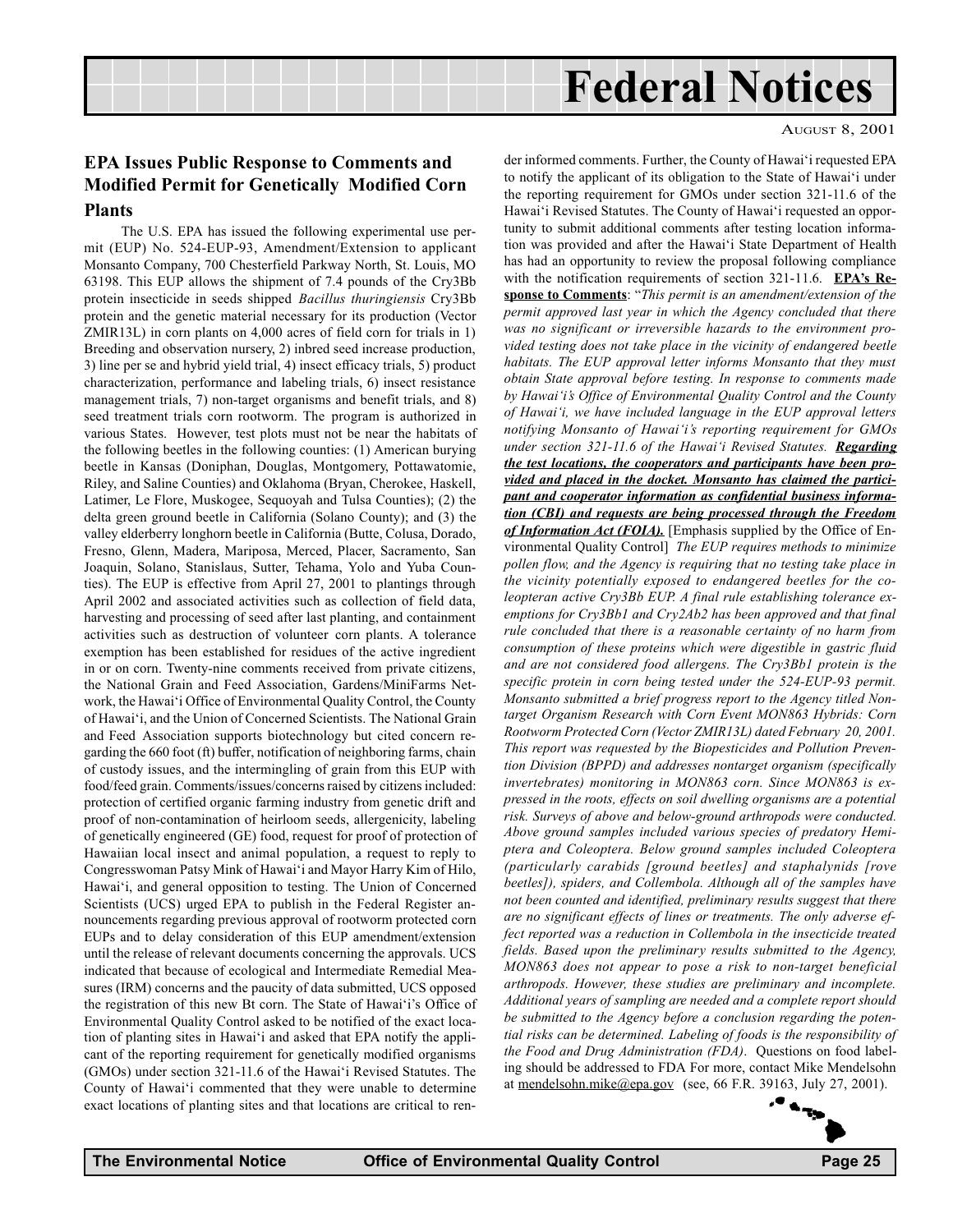# Federal Notices

August 8, 2001

## EPA Issues Public Response to Comments and Modified Permit for Genetically Modified Corn Plants

The U.S. EPA has issued the following experimental use permit (EUP) No. 524-EUP-93, Amendment/Extension to applicant Monsanto Company, 700 Chesterfield Parkway North, St. Louis, MO 63198. This EUP allows the shipment of 7.4 pounds of the Cry3Bb protein insecticide in seeds shipped *Bacillus thuringiensis* Cry3Bb protein and the genetic material necessary for its production (Vector ZMIR13L) in corn plants on 4,000 acres of field corn for trials in 1) Breeding and observation nursery, 2) inbred seed increase production, 3) line per se and hybrid yield trial, 4) insect efficacy trials, 5) product characterization, performance and labeling trials, 6) insect resistance management trials, 7) non-target organisms and benefit trials, and 8) seed treatment trials corn rootworm. The program is authorized in various States. However, test plots must not be near the habitats of the following beetles in the following counties: (1) American burying beetle in Kansas (Doniphan, Douglas, Montgomery, Pottawatomie, Riley, and Saline Counties) and Oklahoma (Bryan, Cherokee, Haskell, Latimer, Le Flore, Muskogee, Sequoyah and Tulsa Counties); (2) the delta green ground beetle in California (Solano County); and (3) the valley elderberry longhorn beetle in California (Butte, Colusa, Dorado, Fresno, Glenn, Madera, Mariposa, Merced, Placer, Sacramento, San Joaquin, Solano, Stanislaus, Sutter, Tehama, Yolo and Yuba Counties). The EUP is effective from April 27, 2001 to plantings through April 2002 and associated activities such as collection of field data, harvesting and processing of seed after last planting, and containment activities such as destruction of volunteer corn plants. A tolerance exemption has been established for residues of the active ingredient in or on corn. Twenty-nine comments received from private citizens, the National Grain and Feed Association, Gardens/MiniFarms Network, the Hawai'i Office of Environmental Quality Control, the County of Hawai'i, and the Union of Concerned Scientists. The National Grain and Feed Association supports biotechnology but cited concern regarding the 660 foot (ft) buffer, notification of neighboring farms, chain of custody issues, and the intermingling of grain from this EUP with food/feed grain. Comments/issues/concerns raised by citizens included: protection of certified organic farming industry from genetic drift and proof of non-contamination of heirloom seeds, allergenicity, labeling of genetically engineered (GE) food, request for proof of protection of Hawaiian local insect and animal population, a request to reply to Congresswoman Patsy Mink of Hawai'i and Mayor Harry Kim of Hilo, Hawai'i, and general opposition to testing. The Union of Concerned Scientists (UCS) urged EPA to publish in the Federal Register announcements regarding previous approval of rootworm protected corn EUPs and to delay consideration of this EUP amendment/extension until the release of relevant documents concerning the approvals. UCS indicated that because of ecological and Intermediate Remedial Measures (IRM) concerns and the paucity of data submitted, UCS opposed the registration of this new Bt corn. The State of Hawai'i's Office of Environmental Quality Control asked to be notified of the exact location of planting sites in Hawai'i and asked that EPA notify the applicant of the reporting requirement for genetically modified organisms (GMOs) under section 321-11.6 of the Hawai'i Revised Statutes. The County of Hawai'i commented that they were unable to determine exact locations of planting sites and that locations are critical to render informed comments. Further, the County of Hawai'i requested EPA to notify the applicant of its obligation to the State of Hawai'i under the reporting requirement for GMOs under section 321-11.6 of the Hawai'i Revised Statutes. The County of Hawai'i requested an opportunity to submit additional comments after testing location information was provided and after the Hawai'i State Department of Health has had an opportunity to review the proposal following compliance with the notification requirements of section 321-11.6. **EPA's Response to Comments**: "*This permit is an amendment/extension of the permit approved last year in which the Agency concluded that there was no significant or irreversible hazards to the environment provided testing does not take place in the vicinity of endangered beetle habitats. The EUP approval letter informs Monsanto that they must obtain State approval before testing. In response to comments made by Hawai'i's Office of Environmental Quality Control and the County of Hawai'i, we have included language in the EUP approval letters notifying Monsanto of Hawai'i's reporting requirement for GMOs under section 321-11.6 of the Hawai'i Revised Statutes.* ***Regarding the test locations, the cooperators and participants have been provided and placed in the docket. Monsanto has claimed the participant and cooperator information as confidential business information (CBI) and requests are being processed through the Freedom of Information Act (FOIA).*** [Emphasis supplied by the Office of Environmental Quality Control] *The EUP requires methods to minimize pollen flow, and the Agency is requiring that no testing take place in the vicinity potentially exposed to endangered beetles for the coleopteran active Cry3Bb EUP. A final rule establishing tolerance exemptions for Cry3Bb1 and Cry2Ab2 has been approved and that final rule concluded that there is a reasonable certainty of no harm from consumption of these proteins which were digestible in gastric fluid and are not considered food allergens. The Cry3Bb1 protein is the specific protein in corn being tested under the 524-EUP-93 permit. Monsanto submitted a brief progress report to the Agency titled Nontarget Organism Research with Corn Event MON863 Hybrids: Corn Rootworm Protected Corn (Vector ZMIR13L) dated February 20, 2001. This report was requested by the Biopesticides and Pollution Prevention Division (BPPD) and addresses nontarget organism (specifically invertebrates) monitoring in MON863 corn. Since MON863 is expressed in the roots, effects on soil dwelling organisms are a potential risk. Surveys of above and below-ground arthropods were conducted. Above ground samples included various species of predatory Hemiptera and Coleoptera. Below ground samples included Coleoptera (particularly carabids [ground beetles] and staphalynids [rove beetles]), spiders, and Collembola. Although all of the samples have not been counted and identified, preliminary results suggest that there are no significant effects of lines or treatments. The only adverse effect reported was a reduction in Collembola in the insecticide treated fields. Based upon the preliminary results submitted to the Agency, MON863 does not appear to pose a risk to non-target beneficial arthropods. However, these studies are preliminary and incomplete. Additional years of sampling are needed and a complete report should be submitted to the Agency before a conclusion regarding the potential risks can be determined. Labeling of foods is the responsibility of the Food and Drug Administration (FDA).* Questions on food labeling should be addressed to FDA For more, contact Mike Mendelsohn at mendelsohn.mike@epa.gov (see, 66 F.R. 39163, July 27, 2001).